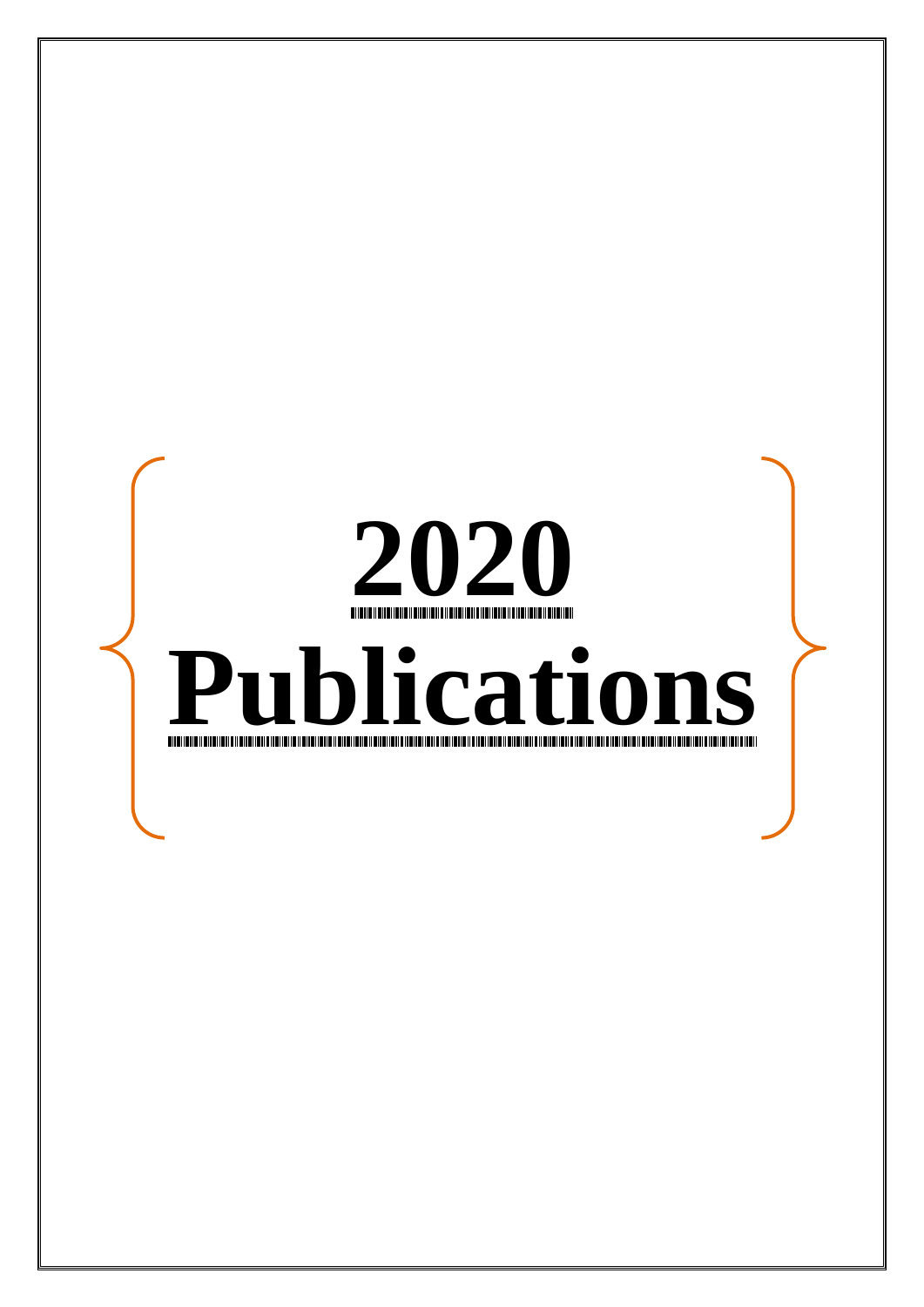# 2020 Publications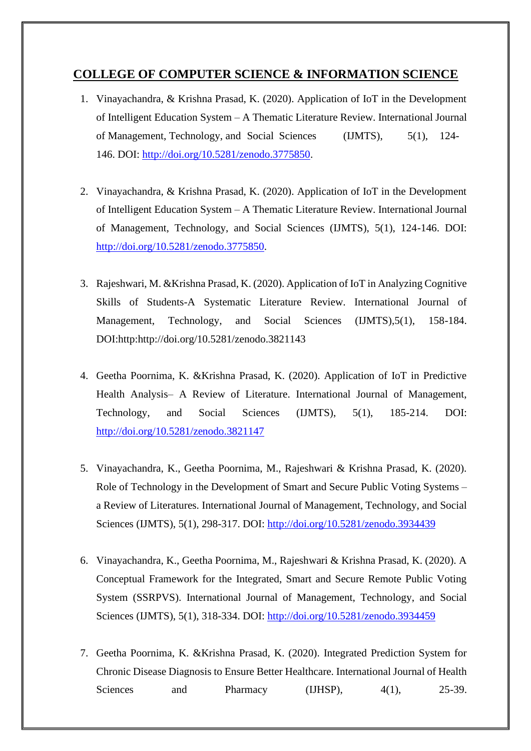## COLLEGE OF COMPUTER SCIENCE & INFORMATION SCIENCE

1. Vinayachandra, & Krishna Prasad, K. (2020). Application of IoT in the Development of Intelligent Education System – A Thematic Literature Review. International Journal of Management, Technology, and Social Sciences (IJMTS), 5(1), 124-146. DOI: http://doi.org/10.5281/zenodo.3775850.

2. Vinayachandra, & Krishna Prasad, K. (2020). Application of IoT in the Development of Intelligent Education System – A Thematic Literature Review. International Journal of Management, Technology, and Social Sciences (IJMTS), 5(1), 124-146. DOI: http://doi.org/10.5281/zenodo.3775850.

3. Rajeshwari, M. &Krishna Prasad, K. (2020). Application of IoT in Analyzing Cognitive Skills of Students-A Systematic Literature Review. International Journal of Management, Technology, and Social Sciences (IJMTS),5(1), 158-184. DOI:http:http://doi.org/10.5281/zenodo.3821143

4. Geetha Poornima, K. &Krishna Prasad, K. (2020). Application of IoT in Predictive Health Analysis– A Review of Literature. International Journal of Management, Technology, and Social Sciences (IJMTS), 5(1), 185-214. DOI: http://doi.org/10.5281/zenodo.3821147

5. Vinayachandra, K., Geetha Poornima, M., Rajeshwari & Krishna Prasad, K. (2020). Role of Technology in the Development of Smart and Secure Public Voting Systems – a Review of Literatures. International Journal of Management, Technology, and Social Sciences (IJMTS), 5(1), 298-317. DOI: http://doi.org/10.5281/zenodo.3934439

6. Vinayachandra, K., Geetha Poornima, M., Rajeshwari & Krishna Prasad, K. (2020). A Conceptual Framework for the Integrated, Smart and Secure Remote Public Voting System (SSRPVS). International Journal of Management, Technology, and Social Sciences (IJMTS), 5(1), 318-334. DOI: http://doi.org/10.5281/zenodo.3934459

7. Geetha Poornima, K. &Krishna Prasad, K. (2020). Integrated Prediction System for Chronic Disease Diagnosis to Ensure Better Healthcare. International Journal of Health Sciences and Pharmacy (IJHSP), 4(1), 25-39.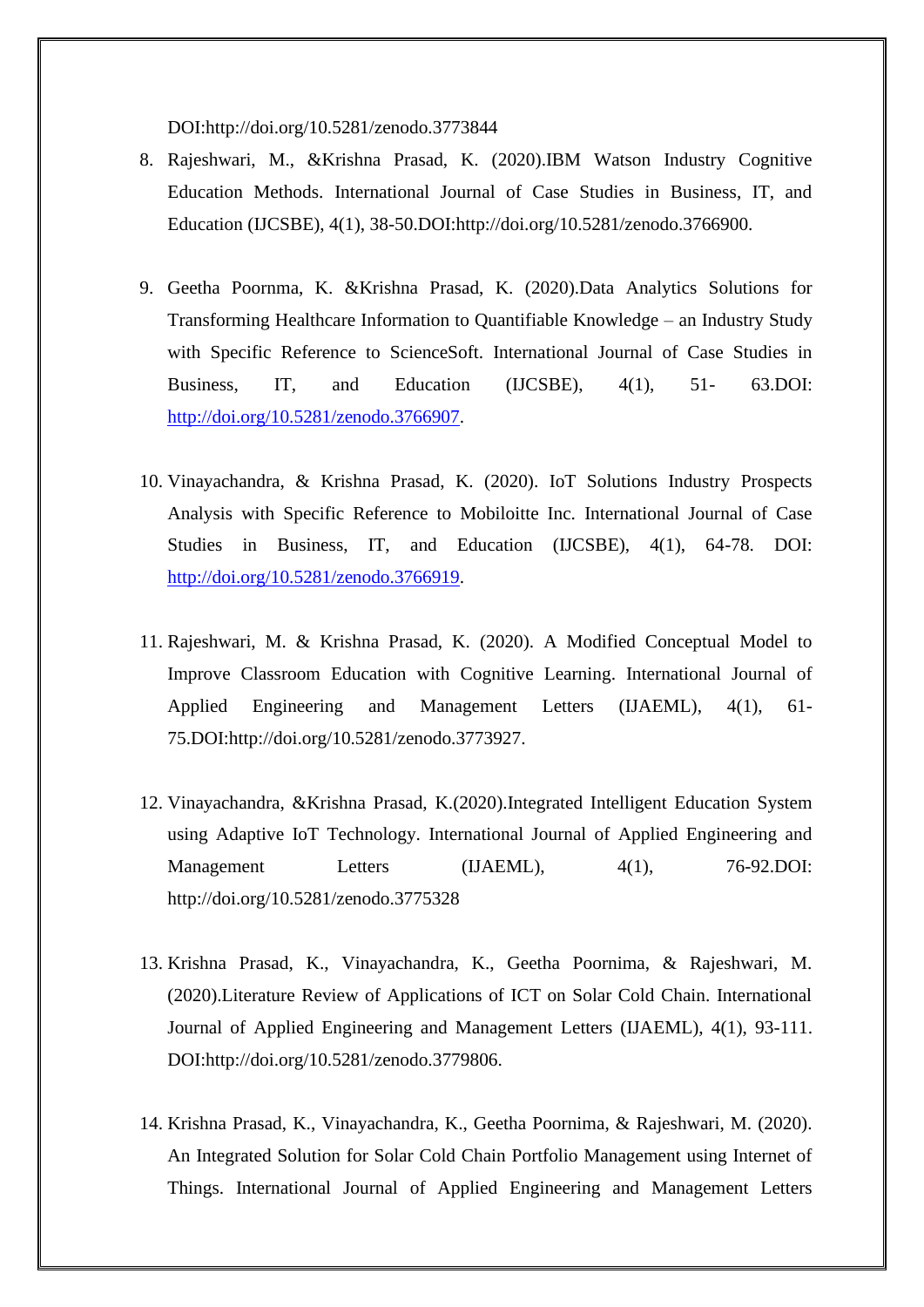DOI:http://doi.org/10.5281/zenodo.3773844

8. Rajeshwari, M., &Krishna Prasad, K. (2020).IBM Watson Industry Cognitive Education Methods. International Journal of Case Studies in Business, IT, and Education (IJCSBE), 4(1), 38-50.DOI:http://doi.org/10.5281/zenodo.3766900.

9. Geetha Poornma, K. &Krishna Prasad, K. (2020).Data Analytics Solutions for Transforming Healthcare Information to Quantifiable Knowledge – an Industry Study with Specific Reference to ScienceSoft. International Journal of Case Studies in Business, IT, and Education (IJCSBE), 4(1), 51- 63.DOI: http://doi.org/10.5281/zenodo.3766907.

10. Vinayachandra, & Krishna Prasad, K. (2020). IoT Solutions Industry Prospects Analysis with Specific Reference to Mobiloitte Inc. International Journal of Case Studies in Business, IT, and Education (IJCSBE), 4(1), 64-78. DOI: http://doi.org/10.5281/zenodo.3766919.

11. Rajeshwari, M. & Krishna Prasad, K. (2020). A Modified Conceptual Model to Improve Classroom Education with Cognitive Learning. International Journal of Applied Engineering and Management Letters (IJAEML), 4(1), 61-75.DOI:http://doi.org/10.5281/zenodo.3773927.

12. Vinayachandra, &Krishna Prasad, K.(2020).Integrated Intelligent Education System using Adaptive IoT Technology. International Journal of Applied Engineering and Management Letters (IJAEML), 4(1), 76-92.DOI: http://doi.org/10.5281/zenodo.3775328

13. Krishna Prasad, K., Vinayachandra, K., Geetha Poornima, & Rajeshwari, M. (2020).Literature Review of Applications of ICT on Solar Cold Chain. International Journal of Applied Engineering and Management Letters (IJAEML), 4(1), 93-111. DOI:http://doi.org/10.5281/zenodo.3779806.

14. Krishna Prasad, K., Vinayachandra, K., Geetha Poornima, & Rajeshwari, M. (2020). An Integrated Solution for Solar Cold Chain Portfolio Management using Internet of Things. International Journal of Applied Engineering and Management Letters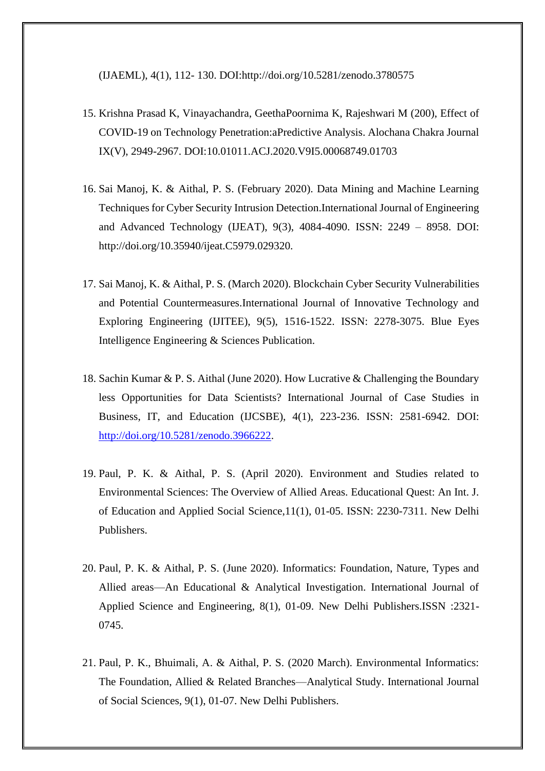(IJAEML), 4(1), 112- 130. DOI:http://doi.org/10.5281/zenodo.3780575

15. Krishna Prasad K, Vinayachandra, GeethaPoornima K, Rajeshwari M (200), Effect of COVID-19 on Technology Penetration:aPredictive Analysis. Alochana Chakra Journal IX(V), 2949-2967. DOI:10.01011.ACJ.2020.V9I5.00068749.01703

16. Sai Manoj, K. & Aithal, P. S. (February 2020). Data Mining and Machine Learning Techniques for Cyber Security Intrusion Detection.International Journal of Engineering and Advanced Technology (IJEAT), 9(3), 4084-4090. ISSN: 2249 – 8958. DOI: http://doi.org/10.35940/ijeat.C5979.029320.

17. Sai Manoj, K. & Aithal, P. S. (March 2020). Blockchain Cyber Security Vulnerabilities and Potential Countermeasures.International Journal of Innovative Technology and Exploring Engineering (IJITEE), 9(5), 1516-1522. ISSN: 2278-3075. Blue Eyes Intelligence Engineering & Sciences Publication.

18. Sachin Kumar & P. S. Aithal (June 2020). How Lucrative & Challenging the Boundary less Opportunities for Data Scientists? International Journal of Case Studies in Business, IT, and Education (IJCSBE), 4(1), 223-236. ISSN: 2581-6942. DOI: http://doi.org/10.5281/zenodo.3966222.

19. Paul, P. K. & Aithal, P. S. (April 2020). Environment and Studies related to Environmental Sciences: The Overview of Allied Areas. Educational Quest: An Int. J. of Education and Applied Social Science,11(1), 01-05. ISSN: 2230-7311. New Delhi Publishers.

20. Paul, P. K. & Aithal, P. S. (June 2020). Informatics: Foundation, Nature, Types and Allied areas—An Educational & Analytical Investigation. International Journal of Applied Science and Engineering, 8(1), 01-09. New Delhi Publishers.ISSN :2321-0745.

21. Paul, P. K., Bhuimali, A. & Aithal, P. S. (2020 March). Environmental Informatics: The Foundation, Allied & Related Branches—Analytical Study. International Journal of Social Sciences, 9(1), 01-07. New Delhi Publishers.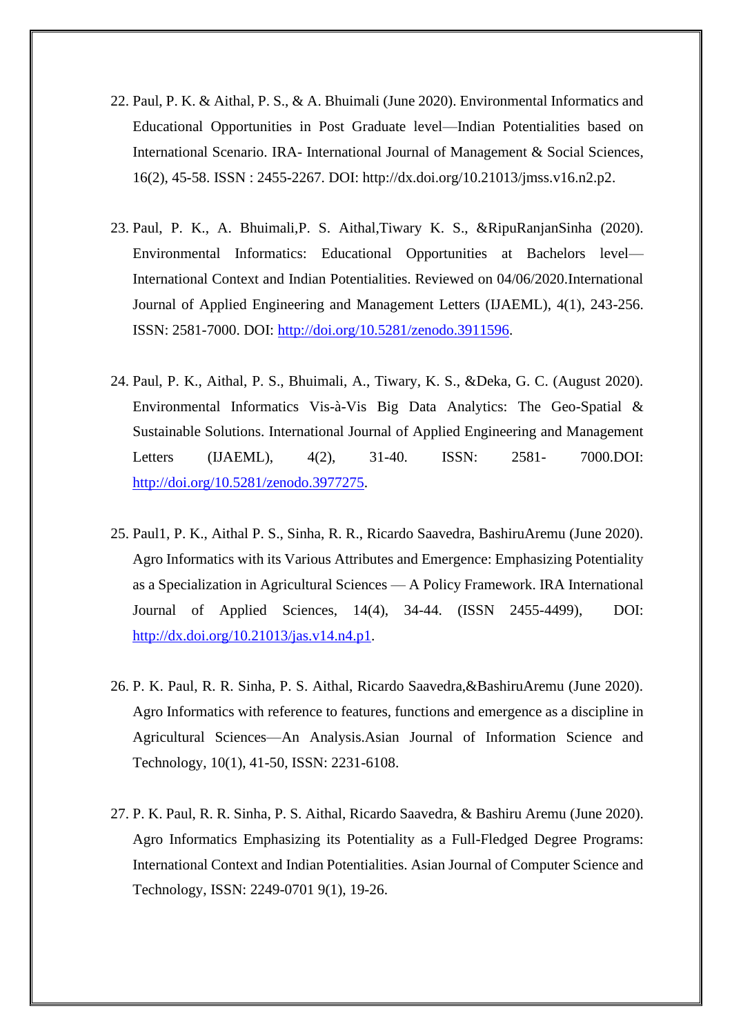22. Paul, P. K. & Aithal, P. S., & A. Bhuimali (June 2020). Environmental Informatics and Educational Opportunities in Post Graduate level—Indian Potentialities based on International Scenario. IRA- International Journal of Management & Social Sciences, 16(2), 45-58. ISSN : 2455-2267. DOI: http://dx.doi.org/10.21013/jmss.v16.n2.p2.

23. Paul, P. K., A. Bhuimali,P. S. Aithal,Tiwary K. S., &RipuRanjanSinha (2020). Environmental Informatics: Educational Opportunities at Bachelors level—International Context and Indian Potentialities. Reviewed on 04/06/2020.International Journal of Applied Engineering and Management Letters (IJAEML), 4(1), 243-256. ISSN: 2581-7000. DOI: http://doi.org/10.5281/zenodo.3911596.

24. Paul, P. K., Aithal, P. S., Bhuimali, A., Tiwary, K. S., &Deka, G. C. (August 2020). Environmental Informatics Vis-à-Vis Big Data Analytics: The Geo-Spatial & Sustainable Solutions. International Journal of Applied Engineering and Management Letters (IJAEML), 4(2), 31-40. ISSN: 2581- 7000.DOI: http://doi.org/10.5281/zenodo.3977275.

25. Paul1, P. K., Aithal P. S., Sinha, R. R., Ricardo Saavedra, BashiruAremu (June 2020). Agro Informatics with its Various Attributes and Emergence: Emphasizing Potentiality as a Specialization in Agricultural Sciences — A Policy Framework. IRA International Journal of Applied Sciences, 14(4), 34-44. (ISSN 2455-4499), DOI: http://dx.doi.org/10.21013/jas.v14.n4.p1.

26. P. K. Paul, R. R. Sinha, P. S. Aithal, Ricardo Saavedra,&BashiruAremu (June 2020). Agro Informatics with reference to features, functions and emergence as a discipline in Agricultural Sciences—An Analysis.Asian Journal of Information Science and Technology, 10(1), 41-50, ISSN: 2231-6108.

27. P. K. Paul, R. R. Sinha, P. S. Aithal, Ricardo Saavedra, & Bashiru Aremu (June 2020). Agro Informatics Emphasizing its Potentiality as a Full-Fledged Degree Programs: International Context and Indian Potentialities. Asian Journal of Computer Science and Technology, ISSN: 2249-0701 9(1), 19-26.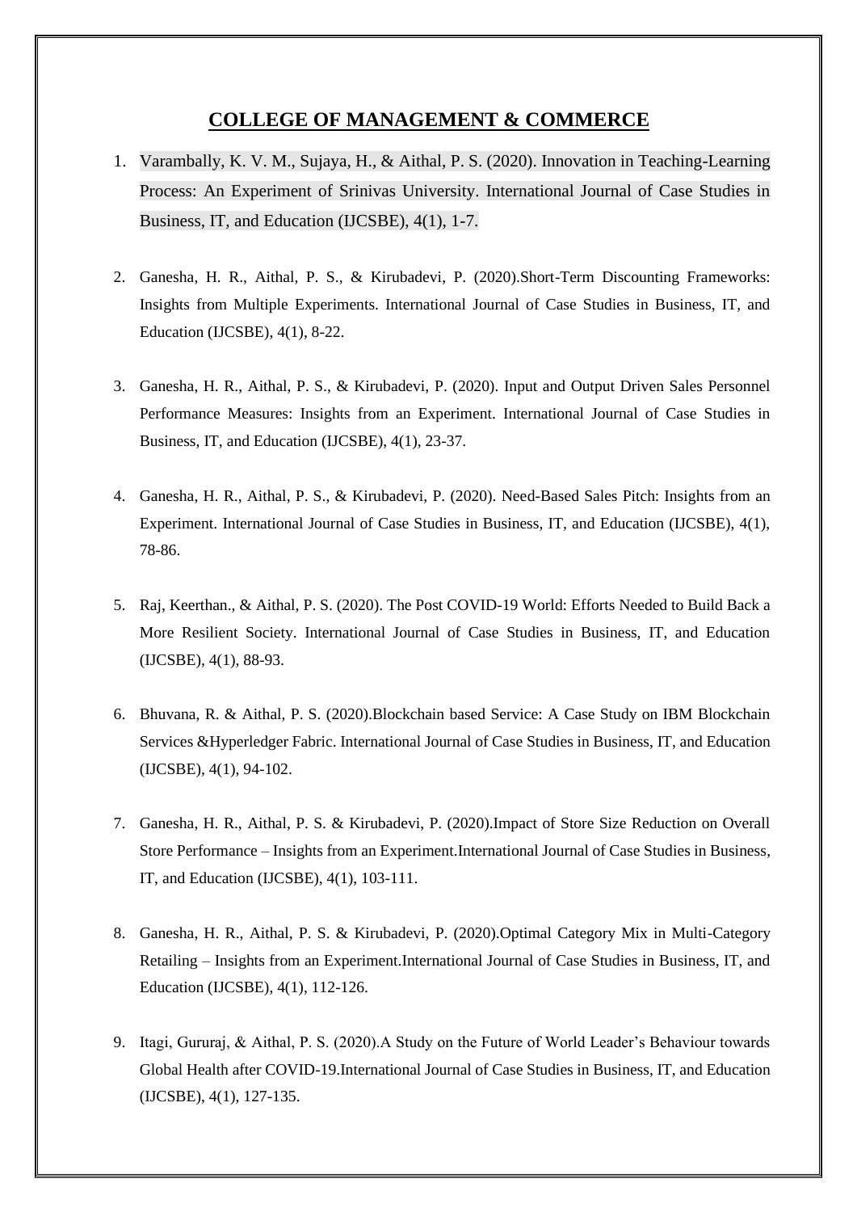## COLLEGE OF MANAGEMENT & COMMERCE

1. Varambally, K. V. M., Sujaya, H., & Aithal, P. S. (2020). Innovation in Teaching-Learning Process: An Experiment of Srinivas University. International Journal of Case Studies in Business, IT, and Education (IJCSBE), 4(1), 1-7.

2. Ganesha, H. R., Aithal, P. S., & Kirubadevi, P. (2020).Short-Term Discounting Frameworks: Insights from Multiple Experiments. International Journal of Case Studies in Business, IT, and Education (IJCSBE), 4(1), 8-22.

3. Ganesha, H. R., Aithal, P. S., & Kirubadevi, P. (2020). Input and Output Driven Sales Personnel Performance Measures: Insights from an Experiment. International Journal of Case Studies in Business, IT, and Education (IJCSBE), 4(1), 23-37.

4. Ganesha, H. R., Aithal, P. S., & Kirubadevi, P. (2020). Need-Based Sales Pitch: Insights from an Experiment. International Journal of Case Studies in Business, IT, and Education (IJCSBE), 4(1), 78-86.

5. Raj, Keerthan., & Aithal, P. S. (2020). The Post COVID-19 World: Efforts Needed to Build Back a More Resilient Society. International Journal of Case Studies in Business, IT, and Education (IJCSBE), 4(1), 88-93.

6. Bhuvana, R. & Aithal, P. S. (2020).Blockchain based Service: A Case Study on IBM Blockchain Services &Hyperledger Fabric. International Journal of Case Studies in Business, IT, and Education (IJCSBE), 4(1), 94-102.

7. Ganesha, H. R., Aithal, P. S. & Kirubadevi, P. (2020).Impact of Store Size Reduction on Overall Store Performance – Insights from an Experiment.International Journal of Case Studies in Business, IT, and Education (IJCSBE), 4(1), 103-111.

8. Ganesha, H. R., Aithal, P. S. & Kirubadevi, P. (2020).Optimal Category Mix in Multi-Category Retailing – Insights from an Experiment.International Journal of Case Studies in Business, IT, and Education (IJCSBE), 4(1), 112-126.

9. Itagi, Gururaj, & Aithal, P. S. (2020).A Study on the Future of World Leader's Behaviour towards Global Health after COVID-19.International Journal of Case Studies in Business, IT, and Education (IJCSBE), 4(1), 127-135.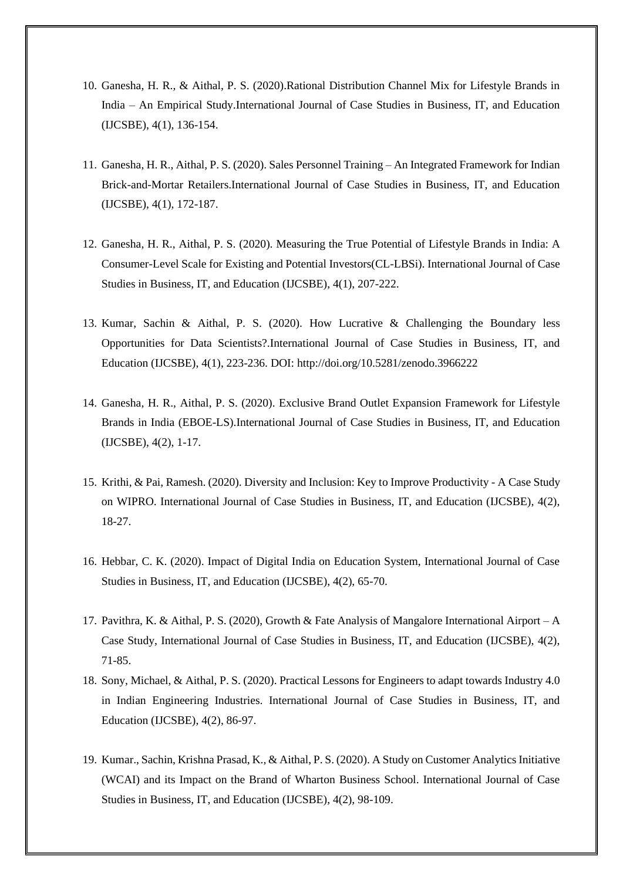10. Ganesha, H. R., & Aithal, P. S. (2020).Rational Distribution Channel Mix for Lifestyle Brands in India – An Empirical Study.International Journal of Case Studies in Business, IT, and Education (IJCSBE), 4(1), 136-154.

11. Ganesha, H. R., Aithal, P. S. (2020). Sales Personnel Training – An Integrated Framework for Indian Brick-and-Mortar Retailers.International Journal of Case Studies in Business, IT, and Education (IJCSBE), 4(1), 172-187.

12. Ganesha, H. R., Aithal, P. S. (2020). Measuring the True Potential of Lifestyle Brands in India: A Consumer-Level Scale for Existing and Potential Investors(CL-LBSi). International Journal of Case Studies in Business, IT, and Education (IJCSBE), 4(1), 207-222.

13. Kumar, Sachin & Aithal, P. S. (2020). How Lucrative & Challenging the Boundary less Opportunities for Data Scientists?.International Journal of Case Studies in Business, IT, and Education (IJCSBE), 4(1), 223-236. DOI: http://doi.org/10.5281/zenodo.3966222

14. Ganesha, H. R., Aithal, P. S. (2020). Exclusive Brand Outlet Expansion Framework for Lifestyle Brands in India (EBOE-LS).International Journal of Case Studies in Business, IT, and Education (IJCSBE), 4(2), 1-17.

15. Krithi, & Pai, Ramesh. (2020). Diversity and Inclusion: Key to Improve Productivity - A Case Study on WIPRO. International Journal of Case Studies in Business, IT, and Education (IJCSBE), 4(2), 18-27.

16. Hebbar, C. K. (2020). Impact of Digital India on Education System, International Journal of Case Studies in Business, IT, and Education (IJCSBE), 4(2), 65-70.

17. Pavithra, K. & Aithal, P. S. (2020), Growth & Fate Analysis of Mangalore International Airport – A Case Study, International Journal of Case Studies in Business, IT, and Education (IJCSBE), 4(2), 71-85.

18. Sony, Michael, & Aithal, P. S. (2020). Practical Lessons for Engineers to adapt towards Industry 4.0 in Indian Engineering Industries. International Journal of Case Studies in Business, IT, and Education (IJCSBE), 4(2), 86-97.

19. Kumar., Sachin, Krishna Prasad, K., & Aithal, P. S. (2020). A Study on Customer Analytics Initiative (WCAI) and its Impact on the Brand of Wharton Business School. International Journal of Case Studies in Business, IT, and Education (IJCSBE), 4(2), 98-109.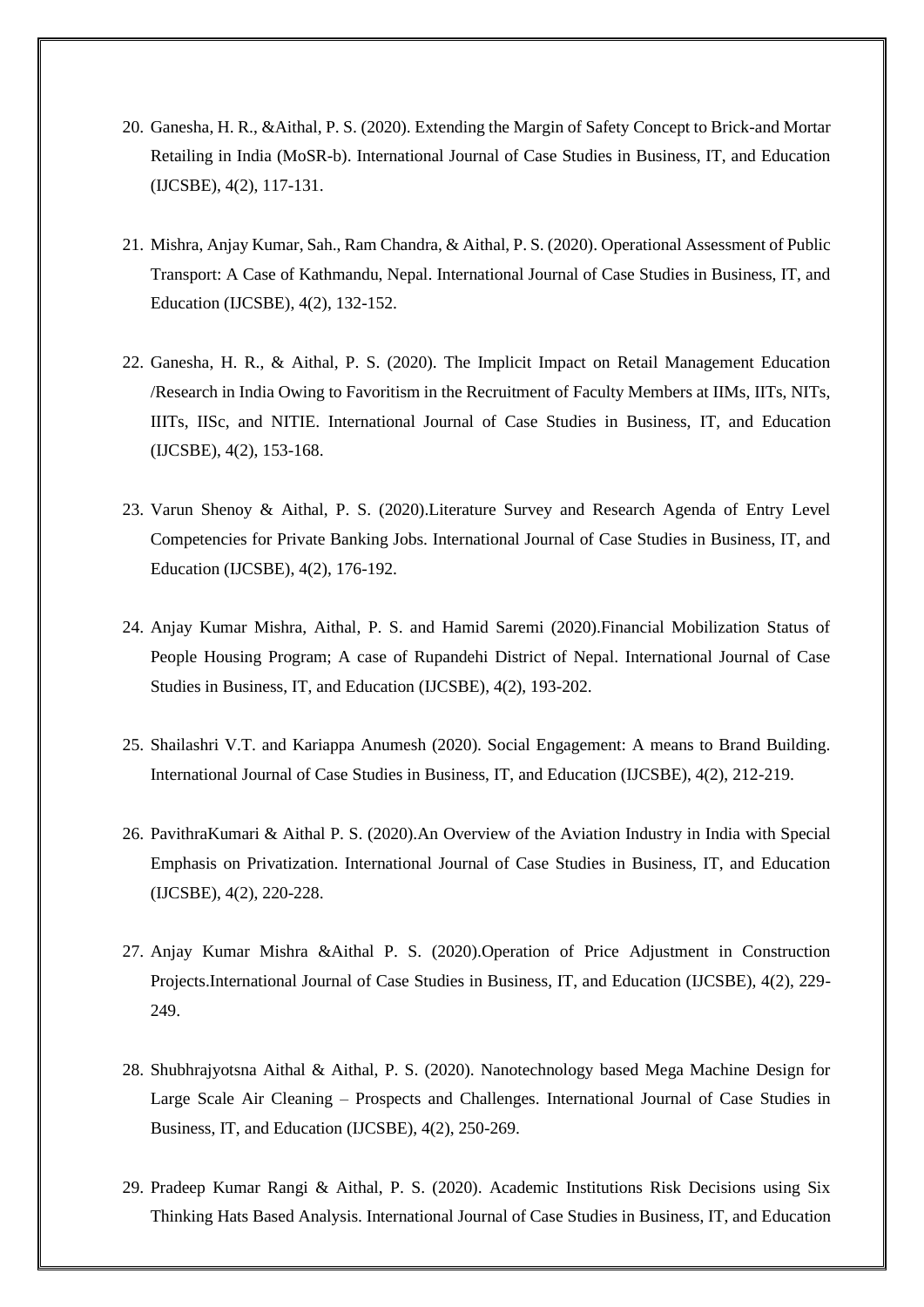20. Ganesha, H. R., &Aithal, P. S. (2020). Extending the Margin of Safety Concept to Brick-and Mortar Retailing in India (MoSR-b). International Journal of Case Studies in Business, IT, and Education (IJCSBE), 4(2), 117-131.

21. Mishra, Anjay Kumar, Sah., Ram Chandra, & Aithal, P. S. (2020). Operational Assessment of Public Transport: A Case of Kathmandu, Nepal. International Journal of Case Studies in Business, IT, and Education (IJCSBE), 4(2), 132-152.

22. Ganesha, H. R., & Aithal, P. S. (2020). The Implicit Impact on Retail Management Education /Research in India Owing to Favoritism in the Recruitment of Faculty Members at IIMs, IITs, NITs, IIITs, IISc, and NITIE. International Journal of Case Studies in Business, IT, and Education (IJCSBE), 4(2), 153-168.

23. Varun Shenoy & Aithal, P. S. (2020).Literature Survey and Research Agenda of Entry Level Competencies for Private Banking Jobs. International Journal of Case Studies in Business, IT, and Education (IJCSBE), 4(2), 176-192.

24. Anjay Kumar Mishra, Aithal, P. S. and Hamid Saremi (2020).Financial Mobilization Status of People Housing Program; A case of Rupandehi District of Nepal. International Journal of Case Studies in Business, IT, and Education (IJCSBE), 4(2), 193-202.

25. Shailashri V.T. and Kariappa Anumesh (2020). Social Engagement: A means to Brand Building. International Journal of Case Studies in Business, IT, and Education (IJCSBE), 4(2), 212-219.

26. PavithraKumari & Aithal P. S. (2020).An Overview of the Aviation Industry in India with Special Emphasis on Privatization. International Journal of Case Studies in Business, IT, and Education (IJCSBE), 4(2), 220-228.

27. Anjay Kumar Mishra &Aithal P. S. (2020).Operation of Price Adjustment in Construction Projects.International Journal of Case Studies in Business, IT, and Education (IJCSBE), 4(2), 229-249.

28. Shubhrajyotsna Aithal & Aithal, P. S. (2020). Nanotechnology based Mega Machine Design for Large Scale Air Cleaning – Prospects and Challenges. International Journal of Case Studies in Business, IT, and Education (IJCSBE), 4(2), 250-269.

29. Pradeep Kumar Rangi & Aithal, P. S. (2020). Academic Institutions Risk Decisions using Six Thinking Hats Based Analysis. International Journal of Case Studies in Business, IT, and Education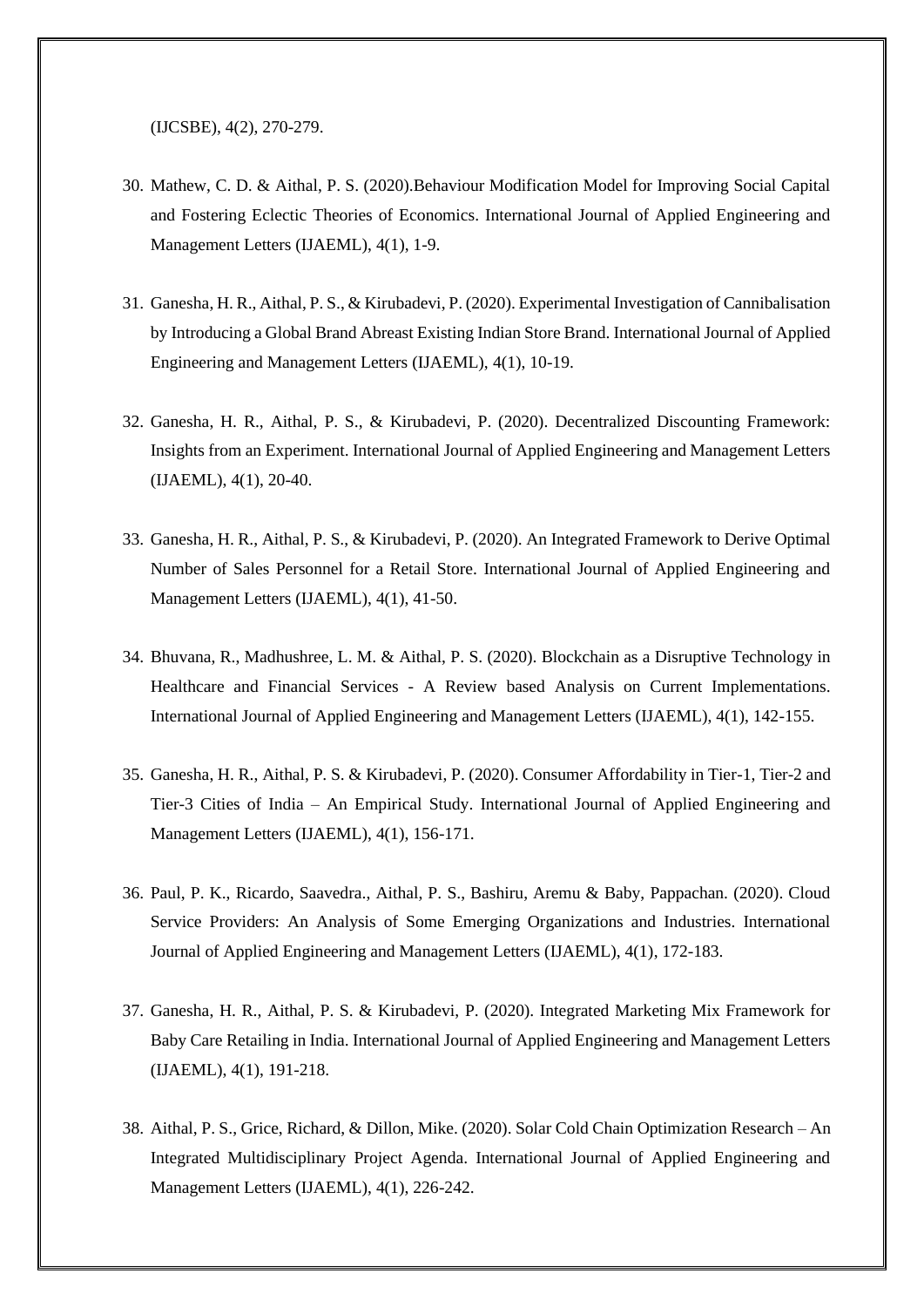(IJCSBE), 4(2), 270-279.

30. Mathew, C. D. & Aithal, P. S. (2020).Behaviour Modification Model for Improving Social Capital and Fostering Eclectic Theories of Economics. International Journal of Applied Engineering and Management Letters (IJAEML), 4(1), 1-9.

31. Ganesha, H. R., Aithal, P. S., & Kirubadevi, P. (2020). Experimental Investigation of Cannibalisation by Introducing a Global Brand Abreast Existing Indian Store Brand. International Journal of Applied Engineering and Management Letters (IJAEML), 4(1), 10-19.

32. Ganesha, H. R., Aithal, P. S., & Kirubadevi, P. (2020). Decentralized Discounting Framework: Insights from an Experiment. International Journal of Applied Engineering and Management Letters (IJAEML), 4(1), 20-40.

33. Ganesha, H. R., Aithal, P. S., & Kirubadevi, P. (2020). An Integrated Framework to Derive Optimal Number of Sales Personnel for a Retail Store. International Journal of Applied Engineering and Management Letters (IJAEML), 4(1), 41-50.

34. Bhuvana, R., Madhushree, L. M. & Aithal, P. S. (2020). Blockchain as a Disruptive Technology in Healthcare and Financial Services - A Review based Analysis on Current Implementations. International Journal of Applied Engineering and Management Letters (IJAEML), 4(1), 142-155.

35. Ganesha, H. R., Aithal, P. S. & Kirubadevi, P. (2020). Consumer Affordability in Tier-1, Tier-2 and Tier-3 Cities of India – An Empirical Study. International Journal of Applied Engineering and Management Letters (IJAEML), 4(1), 156-171.

36. Paul, P. K., Ricardo, Saavedra., Aithal, P. S., Bashiru, Aremu & Baby, Pappachan. (2020). Cloud Service Providers: An Analysis of Some Emerging Organizations and Industries. International Journal of Applied Engineering and Management Letters (IJAEML), 4(1), 172-183.

37. Ganesha, H. R., Aithal, P. S. & Kirubadevi, P. (2020). Integrated Marketing Mix Framework for Baby Care Retailing in India. International Journal of Applied Engineering and Management Letters (IJAEML), 4(1), 191-218.

38. Aithal, P. S., Grice, Richard, & Dillon, Mike. (2020). Solar Cold Chain Optimization Research – An Integrated Multidisciplinary Project Agenda. International Journal of Applied Engineering and Management Letters (IJAEML), 4(1), 226-242.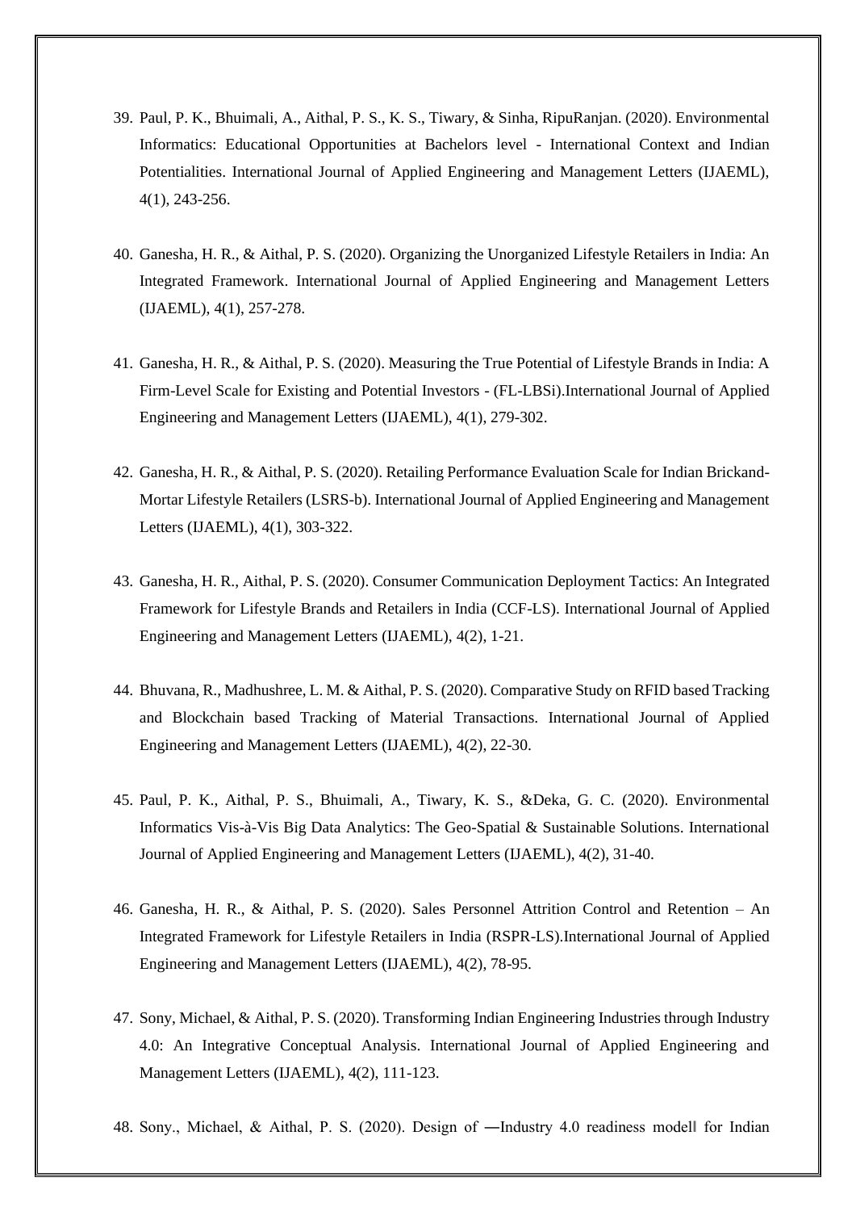39. Paul, P. K., Bhuimali, A., Aithal, P. S., K. S., Tiwary, & Sinha, RipuRanjan. (2020). Environmental Informatics: Educational Opportunities at Bachelors level - International Context and Indian Potentialities. International Journal of Applied Engineering and Management Letters (IJAEML), 4(1), 243-256.

40. Ganesha, H. R., & Aithal, P. S. (2020). Organizing the Unorganized Lifestyle Retailers in India: An Integrated Framework. International Journal of Applied Engineering and Management Letters (IJAEML), 4(1), 257-278.

41. Ganesha, H. R., & Aithal, P. S. (2020). Measuring the True Potential of Lifestyle Brands in India: A Firm-Level Scale for Existing and Potential Investors - (FL-LBSi).International Journal of Applied Engineering and Management Letters (IJAEML), 4(1), 279-302.

42. Ganesha, H. R., & Aithal, P. S. (2020). Retailing Performance Evaluation Scale for Indian Brickand-Mortar Lifestyle Retailers (LSRS-b). International Journal of Applied Engineering and Management Letters (IJAEML), 4(1), 303-322.

43. Ganesha, H. R., Aithal, P. S. (2020). Consumer Communication Deployment Tactics: An Integrated Framework for Lifestyle Brands and Retailers in India (CCF-LS). International Journal of Applied Engineering and Management Letters (IJAEML), 4(2), 1-21.

44. Bhuvana, R., Madhushree, L. M. & Aithal, P. S. (2020). Comparative Study on RFID based Tracking and Blockchain based Tracking of Material Transactions. International Journal of Applied Engineering and Management Letters (IJAEML), 4(2), 22-30.

45. Paul, P. K., Aithal, P. S., Bhuimali, A., Tiwary, K. S., &Deka, G. C. (2020). Environmental Informatics Vis-à-Vis Big Data Analytics: The Geo-Spatial & Sustainable Solutions. International Journal of Applied Engineering and Management Letters (IJAEML), 4(2), 31-40.

46. Ganesha, H. R., & Aithal, P. S. (2020). Sales Personnel Attrition Control and Retention – An Integrated Framework for Lifestyle Retailers in India (RSPR-LS).International Journal of Applied Engineering and Management Letters (IJAEML), 4(2), 78-95.

47. Sony, Michael, & Aithal, P. S. (2020). Transforming Indian Engineering Industries through Industry 4.0: An Integrative Conceptual Analysis. International Journal of Applied Engineering and Management Letters (IJAEML), 4(2), 111-123.

48. Sony., Michael, & Aithal, P. S. (2020). Design of ―Industry 4.0 readiness model‖ for Indian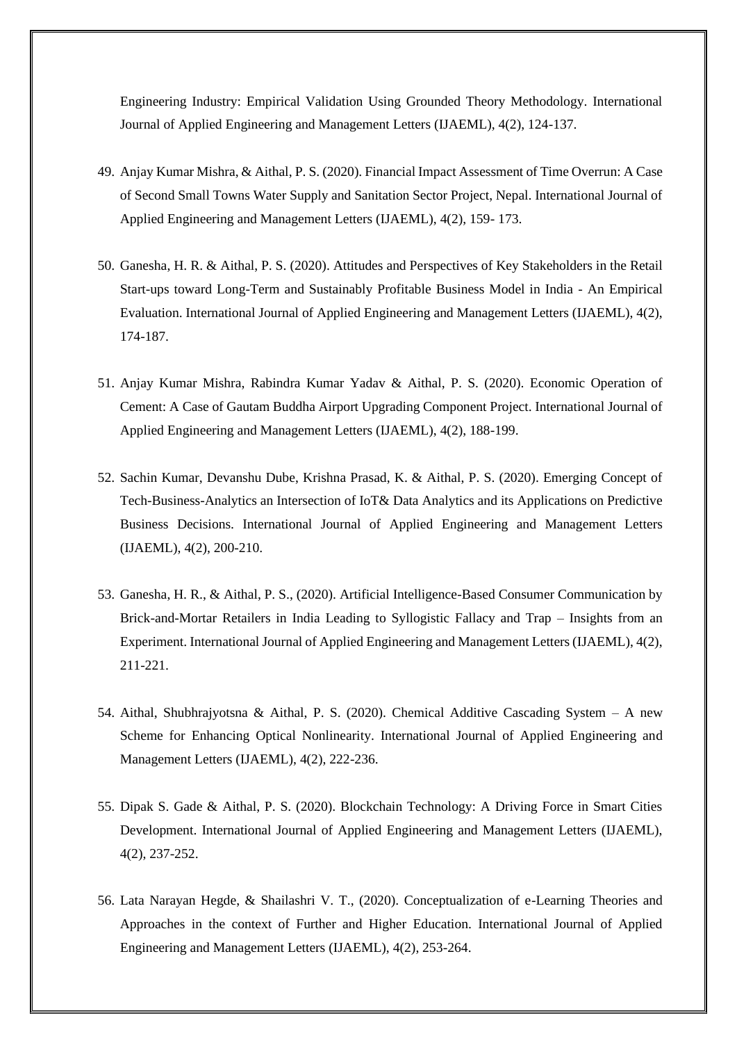Engineering Industry: Empirical Validation Using Grounded Theory Methodology. International Journal of Applied Engineering and Management Letters (IJAEML), 4(2), 124-137.

49. Anjay Kumar Mishra, & Aithal, P. S. (2020). Financial Impact Assessment of Time Overrun: A Case of Second Small Towns Water Supply and Sanitation Sector Project, Nepal. International Journal of Applied Engineering and Management Letters (IJAEML), 4(2), 159- 173.

50. Ganesha, H. R. & Aithal, P. S. (2020). Attitudes and Perspectives of Key Stakeholders in the Retail Start-ups toward Long-Term and Sustainably Profitable Business Model in India - An Empirical Evaluation. International Journal of Applied Engineering and Management Letters (IJAEML), 4(2), 174-187.

51. Anjay Kumar Mishra, Rabindra Kumar Yadav & Aithal, P. S. (2020). Economic Operation of Cement: A Case of Gautam Buddha Airport Upgrading Component Project. International Journal of Applied Engineering and Management Letters (IJAEML), 4(2), 188-199.

52. Sachin Kumar, Devanshu Dube, Krishna Prasad, K. & Aithal, P. S. (2020). Emerging Concept of Tech-Business-Analytics an Intersection of IoT& Data Analytics and its Applications on Predictive Business Decisions. International Journal of Applied Engineering and Management Letters (IJAEML), 4(2), 200-210.

53. Ganesha, H. R., & Aithal, P. S., (2020). Artificial Intelligence-Based Consumer Communication by Brick-and-Mortar Retailers in India Leading to Syllogistic Fallacy and Trap – Insights from an Experiment. International Journal of Applied Engineering and Management Letters (IJAEML), 4(2), 211-221.

54. Aithal, Shubhrajyotsna & Aithal, P. S. (2020). Chemical Additive Cascading System – A new Scheme for Enhancing Optical Nonlinearity. International Journal of Applied Engineering and Management Letters (IJAEML), 4(2), 222-236.

55. Dipak S. Gade & Aithal, P. S. (2020). Blockchain Technology: A Driving Force in Smart Cities Development. International Journal of Applied Engineering and Management Letters (IJAEML), 4(2), 237-252.

56. Lata Narayan Hegde, & Shailashri V. T., (2020). Conceptualization of e-Learning Theories and Approaches in the context of Further and Higher Education. International Journal of Applied Engineering and Management Letters (IJAEML), 4(2), 253-264.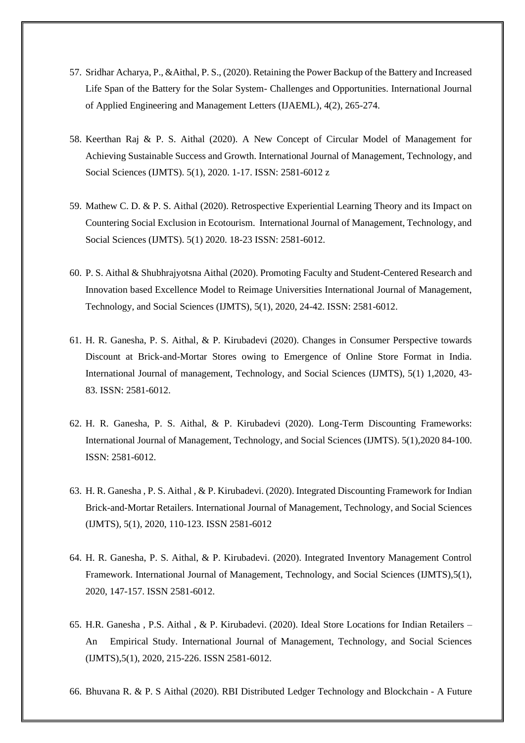57. Sridhar Acharya, P., &Aithal, P. S., (2020). Retaining the Power Backup of the Battery and Increased Life Span of the Battery for the Solar System- Challenges and Opportunities. International Journal of Applied Engineering and Management Letters (IJAEML), 4(2), 265-274.

58. Keerthan Raj & P. S. Aithal (2020). A New Concept of Circular Model of Management for Achieving Sustainable Success and Growth. International Journal of Management, Technology, and Social Sciences (IJMTS). 5(1), 2020. 1-17. ISSN: 2581-6012 z

59. Mathew C. D. & P. S. Aithal (2020). Retrospective Experiential Learning Theory and its Impact on Countering Social Exclusion in Ecotourism. International Journal of Management, Technology, and Social Sciences (IJMTS). 5(1) 2020. 18-23 ISSN: 2581-6012.

60. P. S. Aithal & Shubhrajyotsna Aithal (2020). Promoting Faculty and Student-Centered Research and Innovation based Excellence Model to Reimage Universities International Journal of Management, Technology, and Social Sciences (IJMTS), 5(1), 2020, 24-42. ISSN: 2581-6012.

61. H. R. Ganesha, P. S. Aithal, & P. Kirubadevi (2020). Changes in Consumer Perspective towards Discount at Brick-and-Mortar Stores owing to Emergence of Online Store Format in India. International Journal of management, Technology, and Social Sciences (IJMTS), 5(1) 1,2020, 43-83. ISSN: 2581-6012.

62. H. R. Ganesha, P. S. Aithal, & P. Kirubadevi (2020). Long-Term Discounting Frameworks: International Journal of Management, Technology, and Social Sciences (IJMTS). 5(1),2020 84-100. ISSN: 2581-6012.

63. H. R. Ganesha , P. S. Aithal , & P. Kirubadevi. (2020). Integrated Discounting Framework for Indian Brick-and-Mortar Retailers. International Journal of Management, Technology, and Social Sciences (IJMTS), 5(1), 2020, 110-123. ISSN 2581-6012

64. H. R. Ganesha, P. S. Aithal, & P. Kirubadevi. (2020). Integrated Inventory Management Control Framework. International Journal of Management, Technology, and Social Sciences (IJMTS),5(1), 2020, 147-157. ISSN 2581-6012.

65. H.R. Ganesha , P.S. Aithal , & P. Kirubadevi. (2020). Ideal Store Locations for Indian Retailers – An Empirical Study. International Journal of Management, Technology, and Social Sciences (IJMTS),5(1), 2020, 215-226. ISSN 2581-6012.

66. Bhuvana R. & P. S Aithal (2020). RBI Distributed Ledger Technology and Blockchain - A Future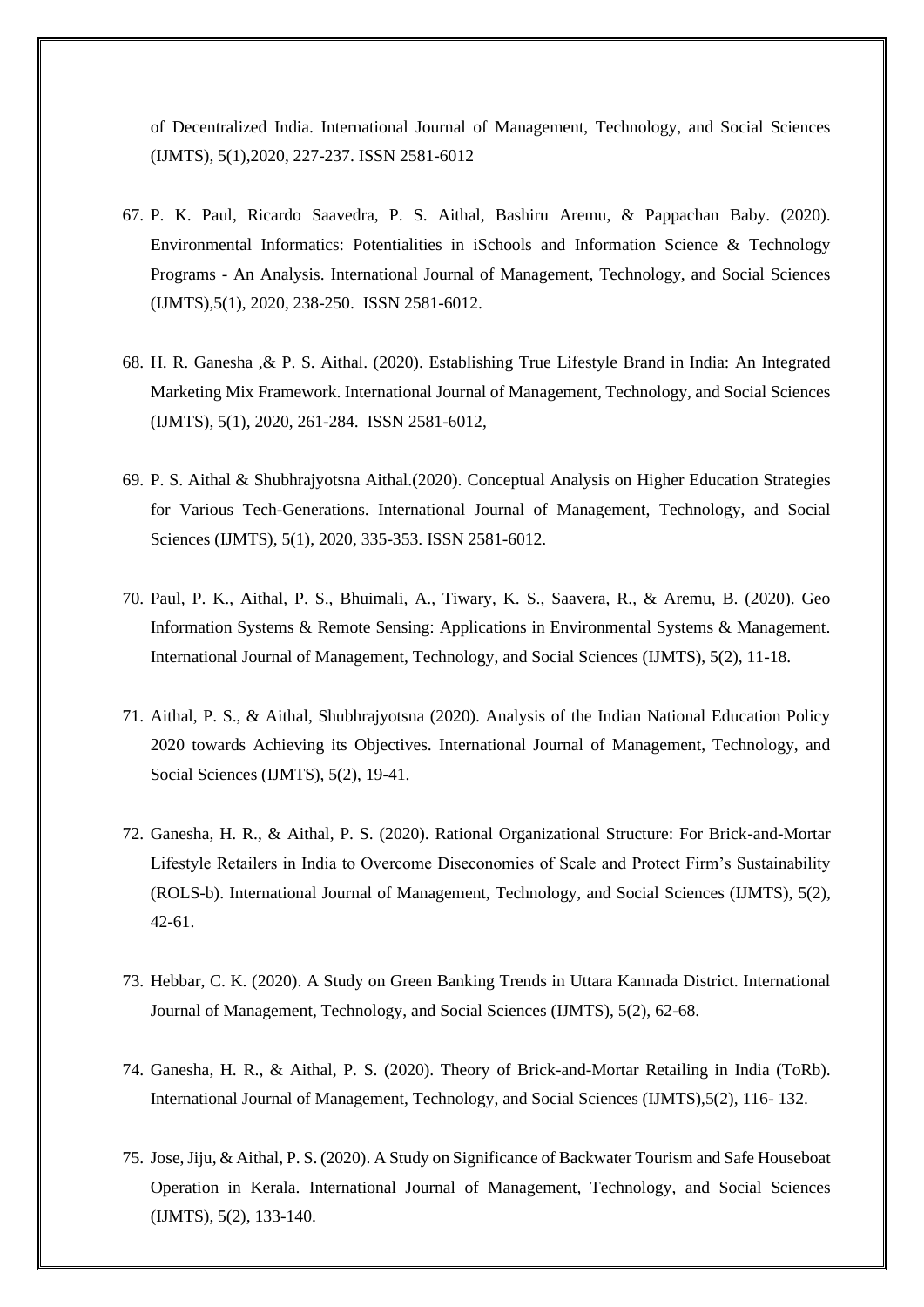of Decentralized India. International Journal of Management, Technology, and Social Sciences (IJMTS), 5(1),2020, 227-237. ISSN 2581-6012

67. P. K. Paul, Ricardo Saavedra, P. S. Aithal, Bashiru Aremu, & Pappachan Baby. (2020). Environmental Informatics: Potentialities in iSchools and Information Science & Technology Programs - An Analysis. International Journal of Management, Technology, and Social Sciences (IJMTS),5(1), 2020, 238-250. ISSN 2581-6012.

68. H. R. Ganesha ,& P. S. Aithal. (2020). Establishing True Lifestyle Brand in India: An Integrated Marketing Mix Framework. International Journal of Management, Technology, and Social Sciences (IJMTS), 5(1), 2020, 261-284. ISSN 2581-6012,

69. P. S. Aithal & Shubhrajyotsna Aithal.(2020). Conceptual Analysis on Higher Education Strategies for Various Tech-Generations. International Journal of Management, Technology, and Social Sciences (IJMTS), 5(1), 2020, 335-353. ISSN 2581-6012.

70. Paul, P. K., Aithal, P. S., Bhuimali, A., Tiwary, K. S., Saavera, R., & Aremu, B. (2020). Geo Information Systems & Remote Sensing: Applications in Environmental Systems & Management. International Journal of Management, Technology, and Social Sciences (IJMTS), 5(2), 11-18.

71. Aithal, P. S., & Aithal, Shubhrajyotsna (2020). Analysis of the Indian National Education Policy 2020 towards Achieving its Objectives. International Journal of Management, Technology, and Social Sciences (IJMTS), 5(2), 19-41.

72. Ganesha, H. R., & Aithal, P. S. (2020). Rational Organizational Structure: For Brick-and-Mortar Lifestyle Retailers in India to Overcome Diseconomies of Scale and Protect Firm's Sustainability (ROLS-b). International Journal of Management, Technology, and Social Sciences (IJMTS), 5(2), 42-61.

73. Hebbar, C. K. (2020). A Study on Green Banking Trends in Uttara Kannada District. International Journal of Management, Technology, and Social Sciences (IJMTS), 5(2), 62-68.

74. Ganesha, H. R., & Aithal, P. S. (2020). Theory of Brick-and-Mortar Retailing in India (ToRb). International Journal of Management, Technology, and Social Sciences (IJMTS),5(2), 116- 132.

75. Jose, Jiju, & Aithal, P. S. (2020). A Study on Significance of Backwater Tourism and Safe Houseboat Operation in Kerala. International Journal of Management, Technology, and Social Sciences (IJMTS), 5(2), 133-140.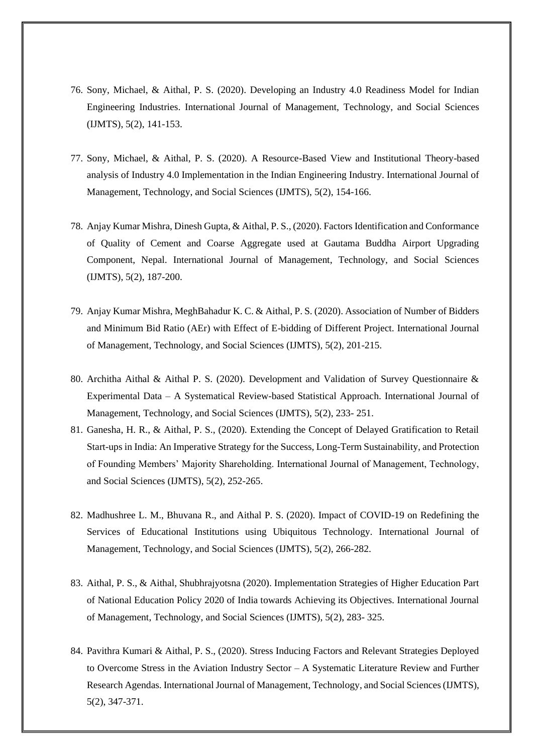76. Sony, Michael, & Aithal, P. S. (2020). Developing an Industry 4.0 Readiness Model for Indian Engineering Industries. International Journal of Management, Technology, and Social Sciences (IJMTS), 5(2), 141-153.

77. Sony, Michael, & Aithal, P. S. (2020). A Resource-Based View and Institutional Theory-based analysis of Industry 4.0 Implementation in the Indian Engineering Industry. International Journal of Management, Technology, and Social Sciences (IJMTS), 5(2), 154-166.

78. Anjay Kumar Mishra, Dinesh Gupta, & Aithal, P. S., (2020). Factors Identification and Conformance of Quality of Cement and Coarse Aggregate used at Gautama Buddha Airport Upgrading Component, Nepal. International Journal of Management, Technology, and Social Sciences (IJMTS), 5(2), 187-200.

79. Anjay Kumar Mishra, MeghBahadur K. C. & Aithal, P. S. (2020). Association of Number of Bidders and Minimum Bid Ratio (AEr) with Effect of E-bidding of Different Project. International Journal of Management, Technology, and Social Sciences (IJMTS), 5(2), 201-215.

80. Architha Aithal & Aithal P. S. (2020). Development and Validation of Survey Questionnaire & Experimental Data – A Systematical Review-based Statistical Approach. International Journal of Management, Technology, and Social Sciences (IJMTS), 5(2), 233- 251.

81. Ganesha, H. R., & Aithal, P. S., (2020). Extending the Concept of Delayed Gratification to Retail Start-ups in India: An Imperative Strategy for the Success, Long-Term Sustainability, and Protection of Founding Members' Majority Shareholding. International Journal of Management, Technology, and Social Sciences (IJMTS), 5(2), 252-265.

82. Madhushree L. M., Bhuvana R., and Aithal P. S. (2020). Impact of COVID-19 on Redefining the Services of Educational Institutions using Ubiquitous Technology. International Journal of Management, Technology, and Social Sciences (IJMTS), 5(2), 266-282.

83. Aithal, P. S., & Aithal, Shubhrajyotsna (2020). Implementation Strategies of Higher Education Part of National Education Policy 2020 of India towards Achieving its Objectives. International Journal of Management, Technology, and Social Sciences (IJMTS), 5(2), 283- 325.

84. Pavithra Kumari & Aithal, P. S., (2020). Stress Inducing Factors and Relevant Strategies Deployed to Overcome Stress in the Aviation Industry Sector – A Systematic Literature Review and Further Research Agendas. International Journal of Management, Technology, and Social Sciences (IJMTS), 5(2), 347-371.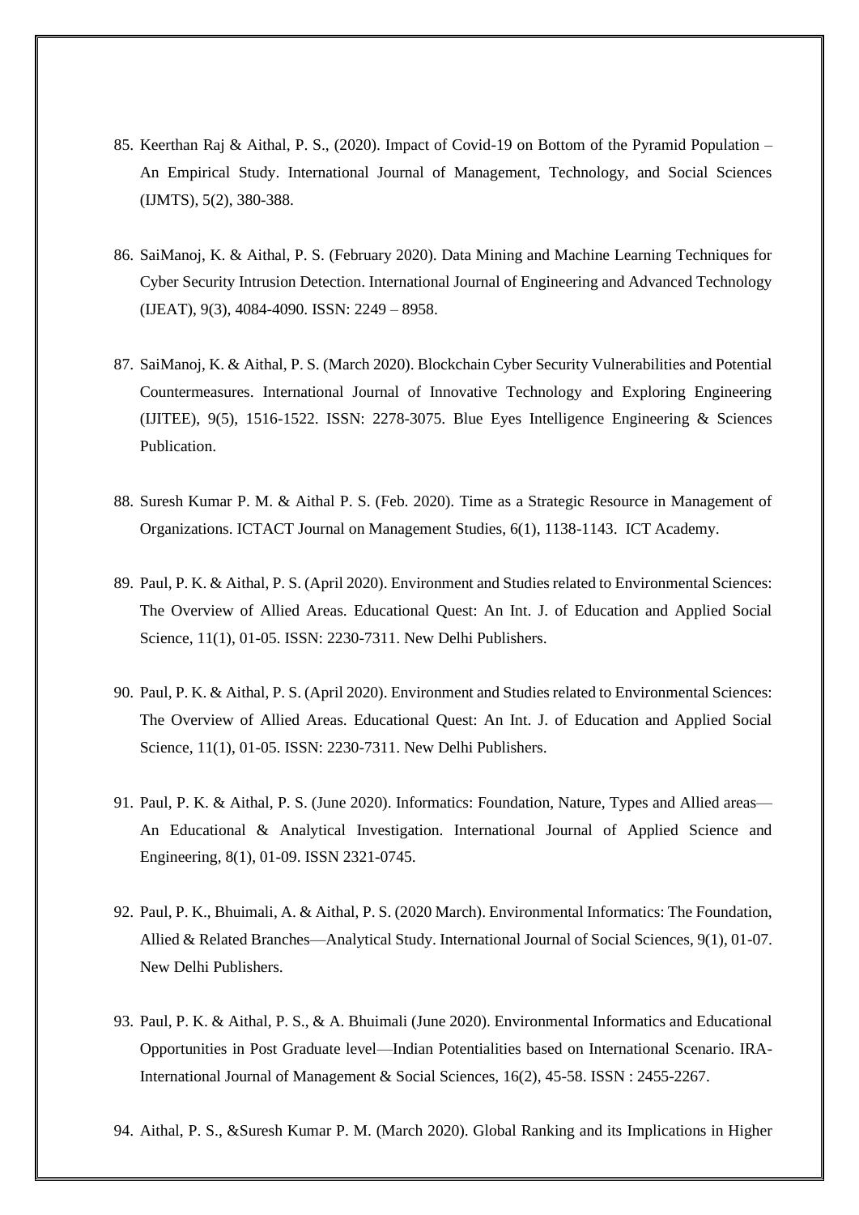85. Keerthan Raj & Aithal, P. S., (2020). Impact of Covid-19 on Bottom of the Pyramid Population – An Empirical Study. International Journal of Management, Technology, and Social Sciences (IJMTS), 5(2), 380-388.

86. SaiManoj, K. & Aithal, P. S. (February 2020). Data Mining and Machine Learning Techniques for Cyber Security Intrusion Detection. International Journal of Engineering and Advanced Technology (IJEAT), 9(3), 4084-4090. ISSN: 2249 – 8958.

87. SaiManoj, K. & Aithal, P. S. (March 2020). Blockchain Cyber Security Vulnerabilities and Potential Countermeasures. International Journal of Innovative Technology and Exploring Engineering (IJITEE), 9(5), 1516-1522. ISSN: 2278-3075. Blue Eyes Intelligence Engineering & Sciences Publication.

88. Suresh Kumar P. M. & Aithal P. S. (Feb. 2020). Time as a Strategic Resource in Management of Organizations. ICTACT Journal on Management Studies, 6(1), 1138-1143. ICT Academy.

89. Paul, P. K. & Aithal, P. S. (April 2020). Environment and Studies related to Environmental Sciences: The Overview of Allied Areas. Educational Quest: An Int. J. of Education and Applied Social Science, 11(1), 01-05. ISSN: 2230-7311. New Delhi Publishers.

90. Paul, P. K. & Aithal, P. S. (April 2020). Environment and Studies related to Environmental Sciences: The Overview of Allied Areas. Educational Quest: An Int. J. of Education and Applied Social Science, 11(1), 01-05. ISSN: 2230-7311. New Delhi Publishers.

91. Paul, P. K. & Aithal, P. S. (June 2020). Informatics: Foundation, Nature, Types and Allied areas— An Educational & Analytical Investigation. International Journal of Applied Science and Engineering, 8(1), 01-09. ISSN 2321-0745.

92. Paul, P. K., Bhuimali, A. & Aithal, P. S. (2020 March). Environmental Informatics: The Foundation, Allied & Related Branches—Analytical Study. International Journal of Social Sciences, 9(1), 01-07. New Delhi Publishers.

93. Paul, P. K. & Aithal, P. S., & A. Bhuimali (June 2020). Environmental Informatics and Educational Opportunities in Post Graduate level—Indian Potentialities based on International Scenario. IRA-International Journal of Management & Social Sciences, 16(2), 45-58. ISSN : 2455-2267.

94. Aithal, P. S., &Suresh Kumar P. M. (March 2020). Global Ranking and its Implications in Higher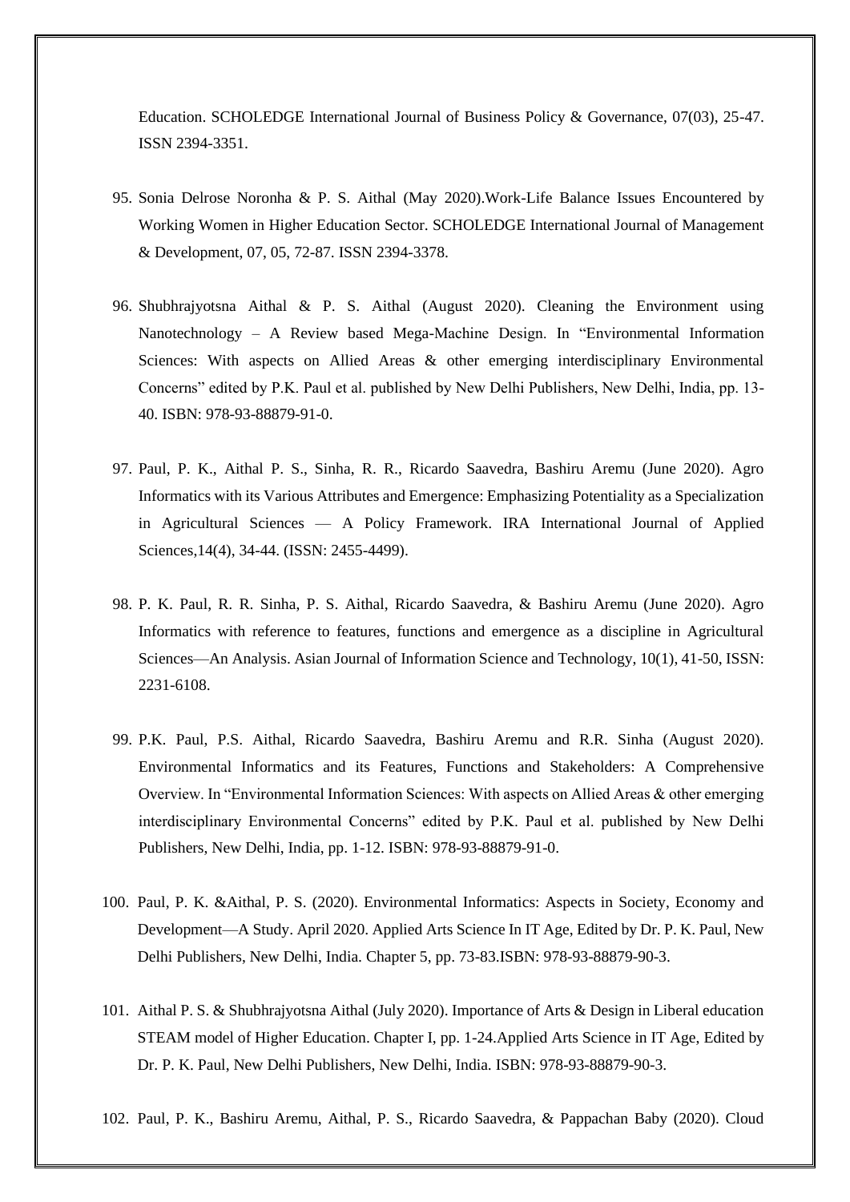Education. SCHOLEDGE International Journal of Business Policy & Governance, 07(03), 25-47. ISSN 2394-3351.

95. Sonia Delrose Noronha & P. S. Aithal (May 2020).Work-Life Balance Issues Encountered by Working Women in Higher Education Sector. SCHOLEDGE International Journal of Management & Development, 07, 05, 72-87. ISSN 2394-3378.

96. Shubhrajyotsna Aithal & P. S. Aithal (August 2020). Cleaning the Environment using Nanotechnology – A Review based Mega-Machine Design. In "Environmental Information Sciences: With aspects on Allied Areas & other emerging interdisciplinary Environmental Concerns" edited by P.K. Paul et al. published by New Delhi Publishers, New Delhi, India, pp. 13-40. ISBN: 978-93-88879-91-0.

97. Paul, P. K., Aithal P. S., Sinha, R. R., Ricardo Saavedra, Bashiru Aremu (June 2020). Agro Informatics with its Various Attributes and Emergence: Emphasizing Potentiality as a Specialization in Agricultural Sciences — A Policy Framework. IRA International Journal of Applied Sciences,14(4), 34-44. (ISSN: 2455-4499).

98. P. K. Paul, R. R. Sinha, P. S. Aithal, Ricardo Saavedra, & Bashiru Aremu (June 2020). Agro Informatics with reference to features, functions and emergence as a discipline in Agricultural Sciences—An Analysis. Asian Journal of Information Science and Technology, 10(1), 41-50, ISSN: 2231-6108.

99. P.K. Paul, P.S. Aithal, Ricardo Saavedra, Bashiru Aremu and R.R. Sinha (August 2020). Environmental Informatics and its Features, Functions and Stakeholders: A Comprehensive Overview. In "Environmental Information Sciences: With aspects on Allied Areas & other emerging interdisciplinary Environmental Concerns" edited by P.K. Paul et al. published by New Delhi Publishers, New Delhi, India, pp. 1-12. ISBN: 978-93-88879-91-0.

100. Paul, P. K. &Aithal, P. S. (2020). Environmental Informatics: Aspects in Society, Economy and Development—A Study. April 2020. Applied Arts Science In IT Age, Edited by Dr. P. K. Paul, New Delhi Publishers, New Delhi, India. Chapter 5, pp. 73-83.ISBN: 978-93-88879-90-3.

101. Aithal P. S. & Shubhrajyotsna Aithal (July 2020). Importance of Arts & Design in Liberal education STEAM model of Higher Education. Chapter I, pp. 1-24.Applied Arts Science in IT Age, Edited by Dr. P. K. Paul, New Delhi Publishers, New Delhi, India. ISBN: 978-93-88879-90-3.

102. Paul, P. K., Bashiru Aremu, Aithal, P. S., Ricardo Saavedra, & Pappachan Baby (2020). Cloud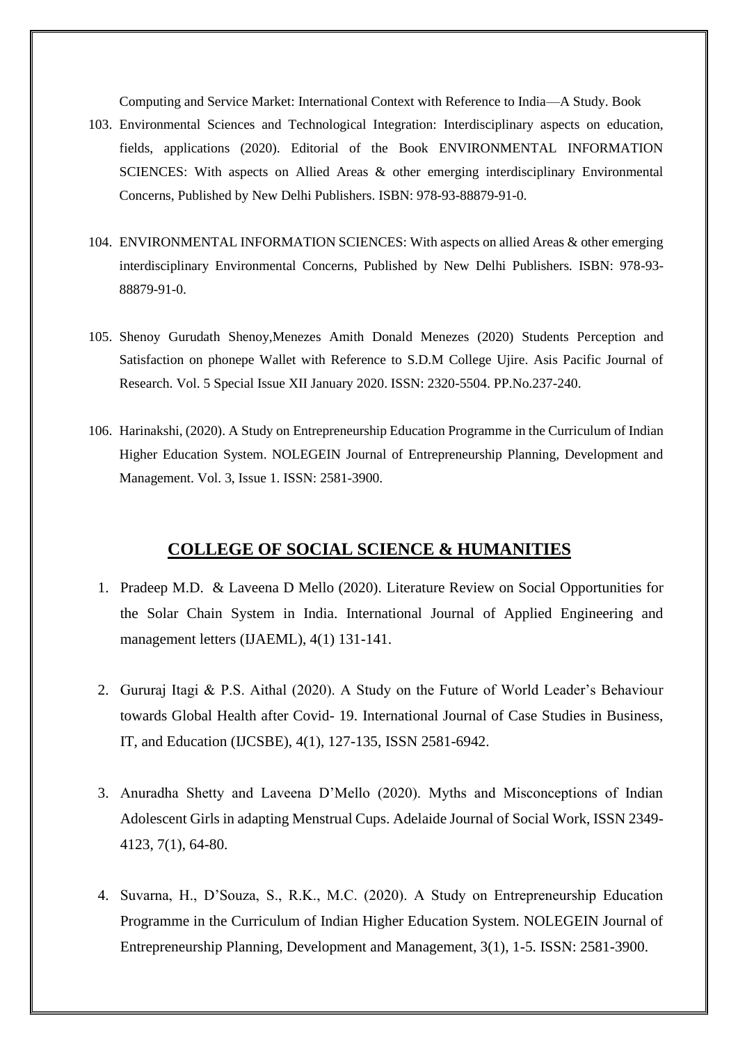Computing and Service Market: International Context with Reference to India—A Study. Book

103. Environmental Sciences and Technological Integration: Interdisciplinary aspects on education, fields, applications (2020). Editorial of the Book ENVIRONMENTAL INFORMATION SCIENCES: With aspects on Allied Areas & other emerging interdisciplinary Environmental Concerns, Published by New Delhi Publishers. ISBN: 978-93-88879-91-0.

104. ENVIRONMENTAL INFORMATION SCIENCES: With aspects on allied Areas & other emerging interdisciplinary Environmental Concerns, Published by New Delhi Publishers. ISBN: 978-93-88879-91-0.

105. Shenoy Gurudath Shenoy,Menezes Amith Donald Menezes (2020) Students Perception and Satisfaction on phonepe Wallet with Reference to S.D.M College Ujire. Asis Pacific Journal of Research. Vol. 5 Special Issue XII January 2020. ISSN: 2320-5504. PP.No.237-240.

106. Harinakshi, (2020). A Study on Entrepreneurship Education Programme in the Curriculum of Indian Higher Education System. NOLEGEIN Journal of Entrepreneurship Planning, Development and Management. Vol. 3, Issue 1. ISSN: 2581-3900.

## COLLEGE OF SOCIAL SCIENCE & HUMANITIES

1. Pradeep M.D. & Laveena D Mello (2020). Literature Review on Social Opportunities for the Solar Chain System in India. International Journal of Applied Engineering and management letters (IJAEML), 4(1) 131-141.

2. Gururaj Itagi & P.S. Aithal (2020). A Study on the Future of World Leader's Behaviour towards Global Health after Covid- 19. International Journal of Case Studies in Business, IT, and Education (IJCSBE), 4(1), 127-135, ISSN 2581-6942.

3. Anuradha Shetty and Laveena D'Mello (2020). Myths and Misconceptions of Indian Adolescent Girls in adapting Menstrual Cups. Adelaide Journal of Social Work, ISSN 2349-4123, 7(1), 64-80.

4. Suvarna, H., D'Souza, S., R.K., M.C. (2020). A Study on Entrepreneurship Education Programme in the Curriculum of Indian Higher Education System. NOLEGEIN Journal of Entrepreneurship Planning, Development and Management, 3(1), 1-5. ISSN: 2581-3900.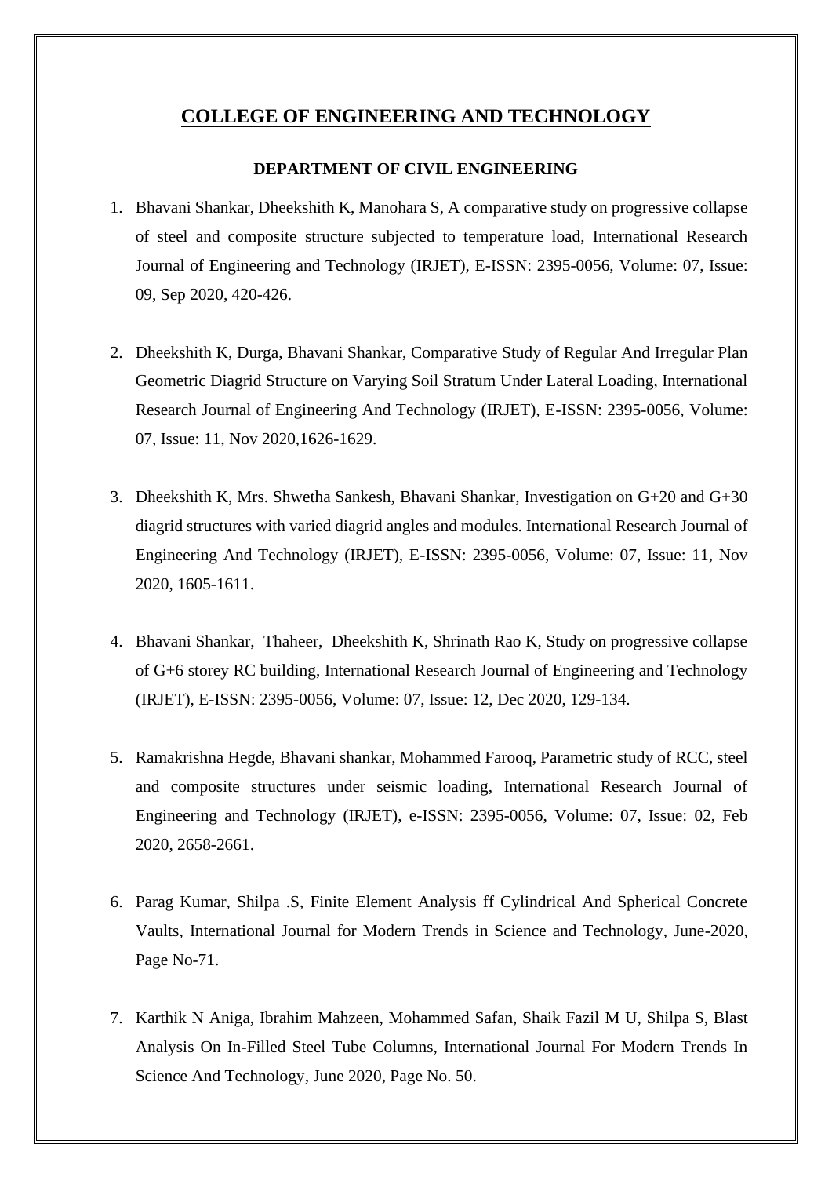# COLLEGE OF ENGINEERING AND TECHNOLOGY

## DEPARTMENT OF CIVIL ENGINEERING

1. Bhavani Shankar, Dheekshith K, Manohara S, A comparative study on progressive collapse of steel and composite structure subjected to temperature load, International Research Journal of Engineering and Technology (IRJET), E-ISSN: 2395-0056, Volume: 07, Issue: 09, Sep 2020, 420-426.

2. Dheekshith K, Durga, Bhavani Shankar, Comparative Study of Regular And Irregular Plan Geometric Diagrid Structure on Varying Soil Stratum Under Lateral Loading, International Research Journal of Engineering And Technology (IRJET), E-ISSN: 2395-0056, Volume: 07, Issue: 11, Nov 2020,1626-1629.

3. Dheekshith K, Mrs. Shwetha Sankesh, Bhavani Shankar, Investigation on G+20 and G+30 diagrid structures with varied diagrid angles and modules. International Research Journal of Engineering And Technology (IRJET), E-ISSN: 2395-0056, Volume: 07, Issue: 11, Nov 2020, 1605-1611.

4. Bhavani Shankar, Thaheer, Dheekshith K, Shrinath Rao K, Study on progressive collapse of G+6 storey RC building, International Research Journal of Engineering and Technology (IRJET), E-ISSN: 2395-0056, Volume: 07, Issue: 12, Dec 2020, 129-134.

5. Ramakrishna Hegde, Bhavani shankar, Mohammed Farooq, Parametric study of RCC, steel and composite structures under seismic loading, International Research Journal of Engineering and Technology (IRJET), e-ISSN: 2395-0056, Volume: 07, Issue: 02, Feb 2020, 2658-2661.

6. Parag Kumar, Shilpa .S, Finite Element Analysis ff Cylindrical And Spherical Concrete Vaults, International Journal for Modern Trends in Science and Technology, June-2020, Page No-71.

7. Karthik N Aniga, Ibrahim Mahzeen, Mohammed Safan, Shaik Fazil M U, Shilpa S, Blast Analysis On In-Filled Steel Tube Columns, International Journal For Modern Trends In Science And Technology, June 2020, Page No. 50.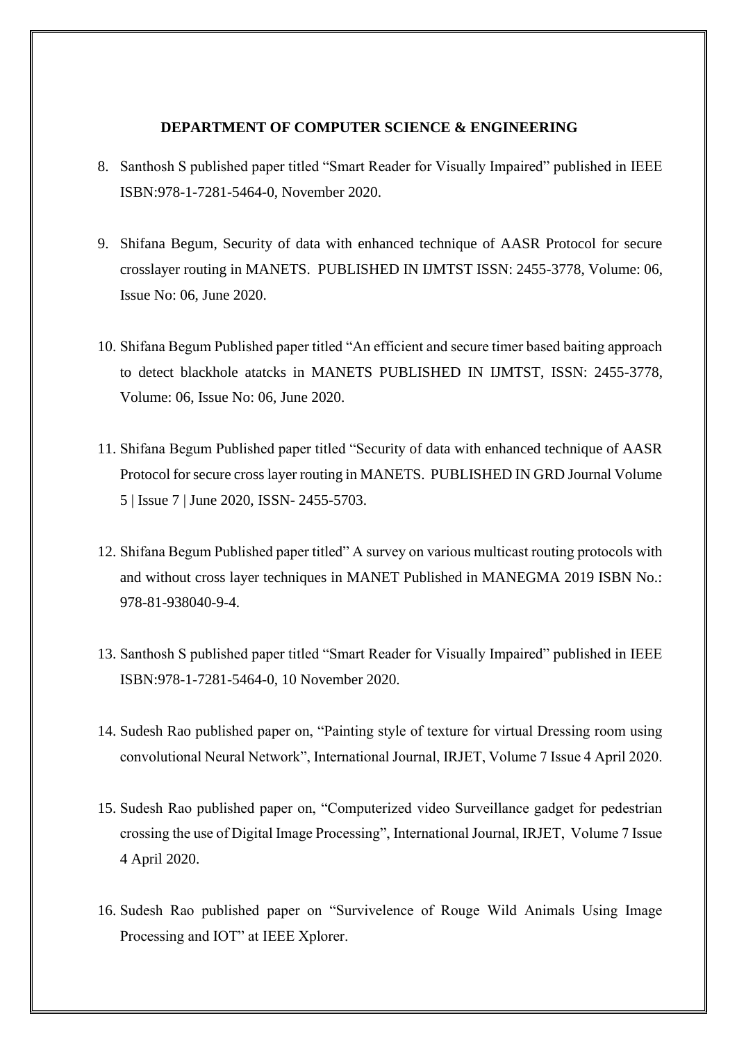**DEPARTMENT OF COMPUTER SCIENCE & ENGINEERING**

8. Santhosh S published paper titled "Smart Reader for Visually Impaired" published in IEEE ISBN:978-1-7281-5464-0, November 2020.

9. Shifana Begum, Security of data with enhanced technique of AASR Protocol for secure crosslayer routing in MANETS. PUBLISHED IN IJMTST ISSN: 2455-3778, Volume: 06, Issue No: 06, June 2020.

10. Shifana Begum Published paper titled "An efficient and secure timer based baiting approach to detect blackhole atatcks in MANETS PUBLISHED IN IJMTST, ISSN: 2455-3778, Volume: 06, Issue No: 06, June 2020.

11. Shifana Begum Published paper titled "Security of data with enhanced technique of AASR Protocol for secure cross layer routing in MANETS. PUBLISHED IN GRD Journal Volume 5 | Issue 7 | June 2020, ISSN- 2455-5703.

12. Shifana Begum Published paper titled" A survey on various multicast routing protocols with and without cross layer techniques in MANET Published in MANEGMA 2019 ISBN No.: 978-81-938040-9-4.

13. Santhosh S published paper titled "Smart Reader for Visually Impaired" published in IEEE ISBN:978-1-7281-5464-0, 10 November 2020.

14. Sudesh Rao published paper on, "Painting style of texture for virtual Dressing room using convolutional Neural Network", International Journal, IRJET, Volume 7 Issue 4 April 2020.

15. Sudesh Rao published paper on, "Computerized video Surveillance gadget for pedestrian crossing the use of Digital Image Processing", International Journal, IRJET, Volume 7 Issue 4 April 2020.

16. Sudesh Rao published paper on "Survivelence of Rouge Wild Animals Using Image Processing and IOT" at IEEE Xplorer.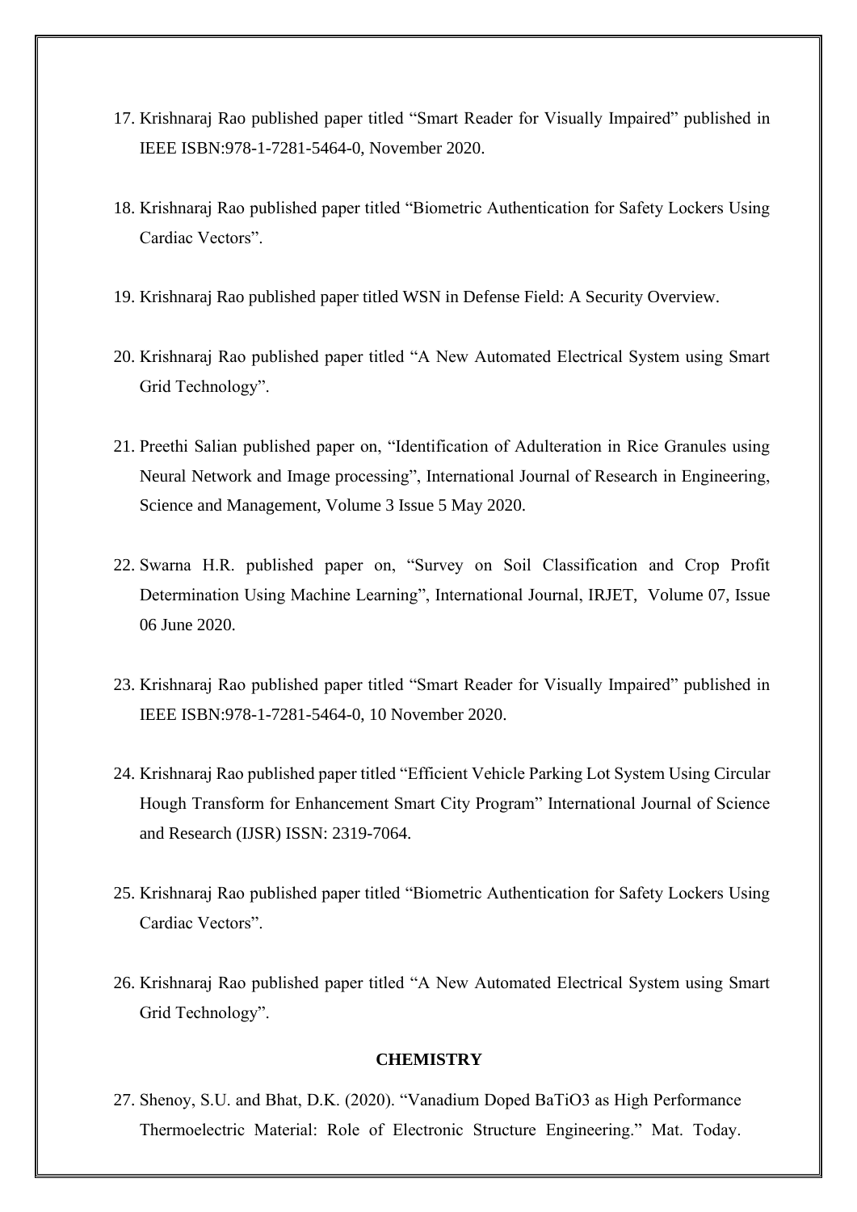17. Krishnaraj Rao published paper titled "Smart Reader for Visually Impaired" published in IEEE ISBN:978-1-7281-5464-0, November 2020.

18. Krishnaraj Rao published paper titled "Biometric Authentication for Safety Lockers Using Cardiac Vectors".

19. Krishnaraj Rao published paper titled WSN in Defense Field: A Security Overview.

20. Krishnaraj Rao published paper titled "A New Automated Electrical System using Smart Grid Technology".

21. Preethi Salian published paper on, "Identification of Adulteration in Rice Granules using Neural Network and Image processing", International Journal of Research in Engineering, Science and Management, Volume 3 Issue 5 May 2020.

22. Swarna H.R. published paper on, "Survey on Soil Classification and Crop Profit Determination Using Machine Learning", International Journal, IRJET, Volume 07, Issue 06 June 2020.

23. Krishnaraj Rao published paper titled "Smart Reader for Visually Impaired" published in IEEE ISBN:978-1-7281-5464-0, 10 November 2020.

24. Krishnaraj Rao published paper titled "Efficient Vehicle Parking Lot System Using Circular Hough Transform for Enhancement Smart City Program" International Journal of Science and Research (IJSR) ISSN: 2319-7064.

25. Krishnaraj Rao published paper titled "Biometric Authentication for Safety Lockers Using Cardiac Vectors".

26. Krishnaraj Rao published paper titled "A New Automated Electrical System using Smart Grid Technology".

**CHEMISTRY**

27. Shenoy, S.U. and Bhat, D.K. (2020). "Vanadium Doped $BaTiO_3$ as High Performance Thermoelectric Material: Role of Electronic Structure Engineering." Mat. Today.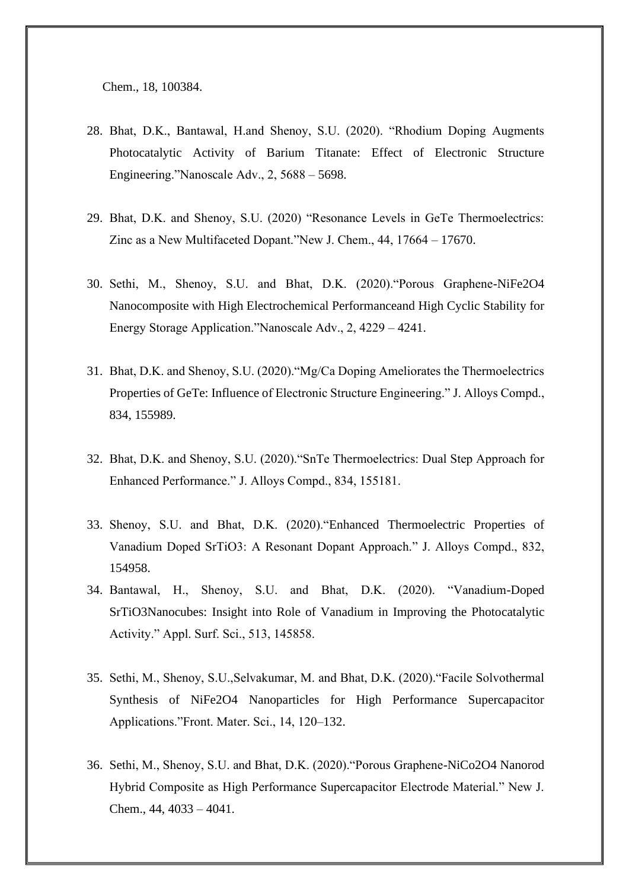Chem., 18, 100384.

28. Bhat, D.K., Bantawal, H.and Shenoy, S.U. (2020). "Rhodium Doping Augments Photocatalytic Activity of Barium Titanate: Effect of Electronic Structure Engineering."Nanoscale Adv., 2, 5688 – 5698.

29. Bhat, D.K. and Shenoy, S.U. (2020) "Resonance Levels in GeTe Thermoelectrics: Zinc as a New Multifaceted Dopant."New J. Chem., 44, 17664 – 17670.

30. Sethi, M., Shenoy, S.U. and Bhat, D.K. (2020)."Porous Graphene-$NiFe_2O_4$ Nanocomposite with High Electrochemical Performanceand High Cyclic Stability for Energy Storage Application."Nanoscale Adv., 2, 4229 – 4241.

31. Bhat, D.K. and Shenoy, S.U. (2020)."Mg/Ca Doping Ameliorates the Thermoelectrics Properties of GeTe: Influence of Electronic Structure Engineering." J. Alloys Compd., 834, 155989.

32. Bhat, D.K. and Shenoy, S.U. (2020)."SnTe Thermoelectrics: Dual Step Approach for Enhanced Performance." J. Alloys Compd., 834, 155181.

33. Shenoy, S.U. and Bhat, D.K. (2020)."Enhanced Thermoelectric Properties of Vanadium Doped $SrTiO_3$: A Resonant Dopant Approach." J. Alloys Compd., 832, 154958.

34. Bantawal, H., Shenoy, S.U. and Bhat, D.K. (2020). "Vanadium-Doped $SrTiO_3$Nanocubes: Insight into Role of Vanadium in Improving the Photocatalytic Activity." Appl. Surf. Sci., 513, 145858.

35. Sethi, M., Shenoy, S.U.,Selvakumar, M. and Bhat, D.K. (2020)."Facile Solvothermal Synthesis of $NiFe_2O_4$ Nanoparticles for High Performance Supercapacitor Applications."Front. Mater. Sci., 14, 120–132.

36. Sethi, M., Shenoy, S.U. and Bhat, D.K. (2020)."Porous Graphene-$NiCo_2O_4$ Nanorod Hybrid Composite as High Performance Supercapacitor Electrode Material." New J. Chem., 44, 4033 – 4041.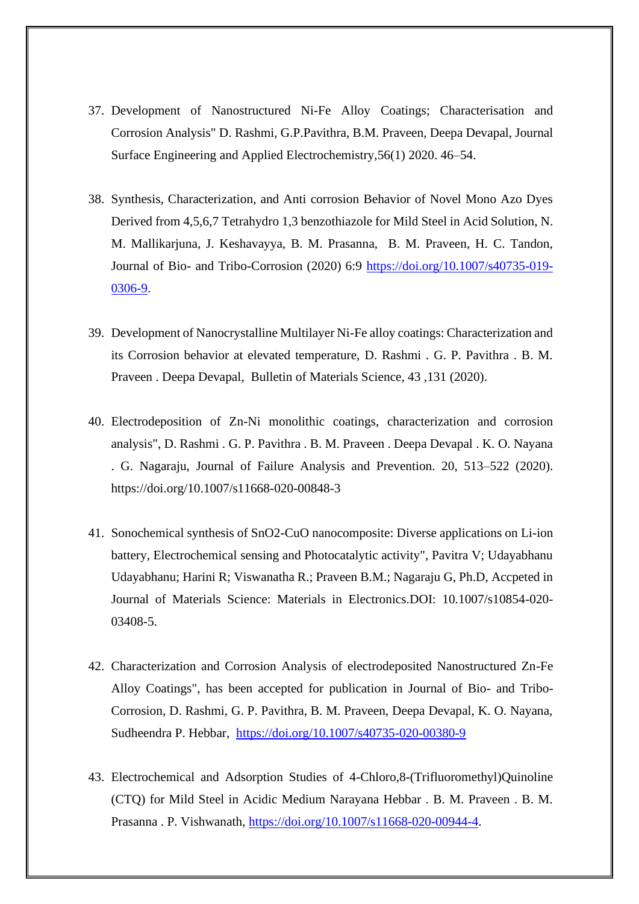37. Development of Nanostructured Ni-Fe Alloy Coatings; Characterisation and Corrosion Analysis" D. Rashmi, G.P.Pavithra, B.M. Praveen, Deepa Devapal, Journal Surface Engineering and Applied Electrochemistry,56(1) 2020. 46–54.

38. Synthesis, Characterization, and Anti corrosion Behavior of Novel Mono Azo Dyes Derived from 4,5,6,7 Tetrahydro 1,3 benzothiazole for Mild Steel in Acid Solution, N. M. Mallikarjuna, J. Keshavayya, B. M. Prasanna, B. M. Praveen, H. C. Tandon, Journal of Bio- and Tribo-Corrosion (2020) 6:9 https://doi.org/10.1007/s40735-019-0306-9.

39. Development of Nanocrystalline Multilayer Ni-Fe alloy coatings: Characterization and its Corrosion behavior at elevated temperature, D. Rashmi . G. P. Pavithra . B. M. Praveen . Deepa Devapal, Bulletin of Materials Science, 43 ,131 (2020).

40. Electrodeposition of Zn-Ni monolithic coatings, characterization and corrosion analysis", D. Rashmi . G. P. Pavithra . B. M. Praveen . Deepa Devapal . K. O. Nayana . G. Nagaraju, Journal of Failure Analysis and Prevention. 20, 513–522 (2020). https://doi.org/10.1007/s11668-020-00848-3

41. Sonochemical synthesis of $SnO_2$-CuO nanocomposite: Diverse applications on Li-ion battery, Electrochemical sensing and Photocatalytic activity", Pavitra V; Udayabhanu Udayabhanu; Harini R; Viswanatha R.; Praveen B.M.; Nagaraju G, Ph.D, Accpeted in Journal of Materials Science: Materials in Electronics.DOI: 10.1007/s10854-020-03408-5.

42. Characterization and Corrosion Analysis of electrodeposited Nanostructured Zn-Fe Alloy Coatings", has been accepted for publication in Journal of Bio- and Tribo-Corrosion, D. Rashmi, G. P. Pavithra, B. M. Praveen, Deepa Devapal, K. O. Nayana, Sudheendra P. Hebbar, https://doi.org/10.1007/s40735-020-00380-9

43. Electrochemical and Adsorption Studies of 4-Chloro,8-(Trifluoromethyl)Quinoline (CTQ) for Mild Steel in Acidic Medium Narayana Hebbar . B. M. Praveen . B. M. Prasanna . P. Vishwanath, https://doi.org/10.1007/s11668-020-00944-4.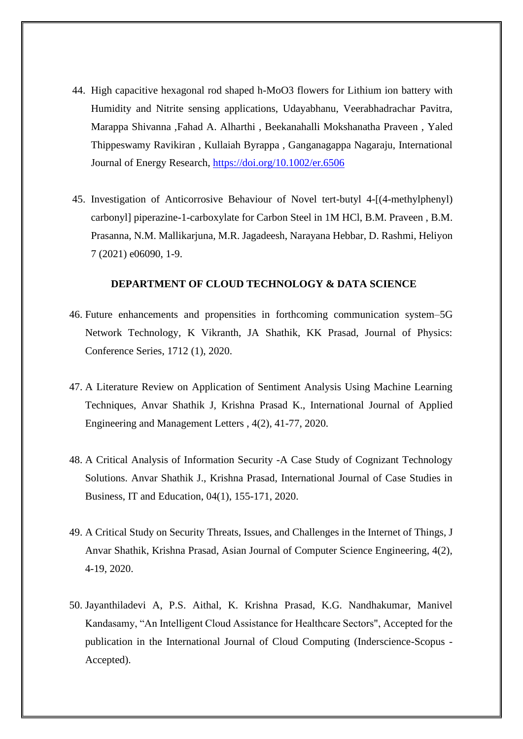44. High capacitive hexagonal rod shaped h-$MoO_3$ flowers for Lithium ion battery with Humidity and Nitrite sensing applications, Udayabhanu, Veerabhadrachar Pavitra, Marappa Shivanna ,Fahad A. Alharthi , Beekanahalli Mokshanatha Praveen , Yaled Thippeswamy Ravikiran , Kullaiah Byrappa , Ganganagappa Nagaraju, International Journal of Energy Research, https://doi.org/10.1002/er.6506

45. Investigation of Anticorrosive Behaviour of Novel tert-butyl 4-[(4-methylphenyl) carbonyl] piperazine-1-carboxylate for Carbon Steel in 1M HCl, B.M. Praveen , B.M. Prasanna, N.M. Mallikarjuna, M.R. Jagadeesh, Narayana Hebbar, D. Rashmi, Heliyon 7 (2021) e06090, 1-9.

**DEPARTMENT OF CLOUD TECHNOLOGY & DATA SCIENCE**

46. Future enhancements and propensities in forthcoming communication system–5G Network Technology, K Vikranth, JA Shathik, KK Prasad, Journal of Physics: Conference Series, 1712 (1), 2020.

47. A Literature Review on Application of Sentiment Analysis Using Machine Learning Techniques, Anvar Shathik J, Krishna Prasad K., International Journal of Applied Engineering and Management Letters , 4(2), 41-77, 2020.

48. A Critical Analysis of Information Security -A Case Study of Cognizant Technology Solutions. Anvar Shathik J., Krishna Prasad, International Journal of Case Studies in Business, IT and Education, 04(1), 155-171, 2020.

49. A Critical Study on Security Threats, Issues, and Challenges in the Internet of Things, J Anvar Shathik, Krishna Prasad, Asian Journal of Computer Science Engineering, 4(2), 4-19, 2020.

50. Jayanthiladevi A, P.S. Aithal, K. Krishna Prasad, K.G. Nandhakumar, Manivel Kandasamy, "An Intelligent Cloud Assistance for Healthcare Sectors", Accepted for the publication in the International Journal of Cloud Computing (Inderscience-Scopus - Accepted).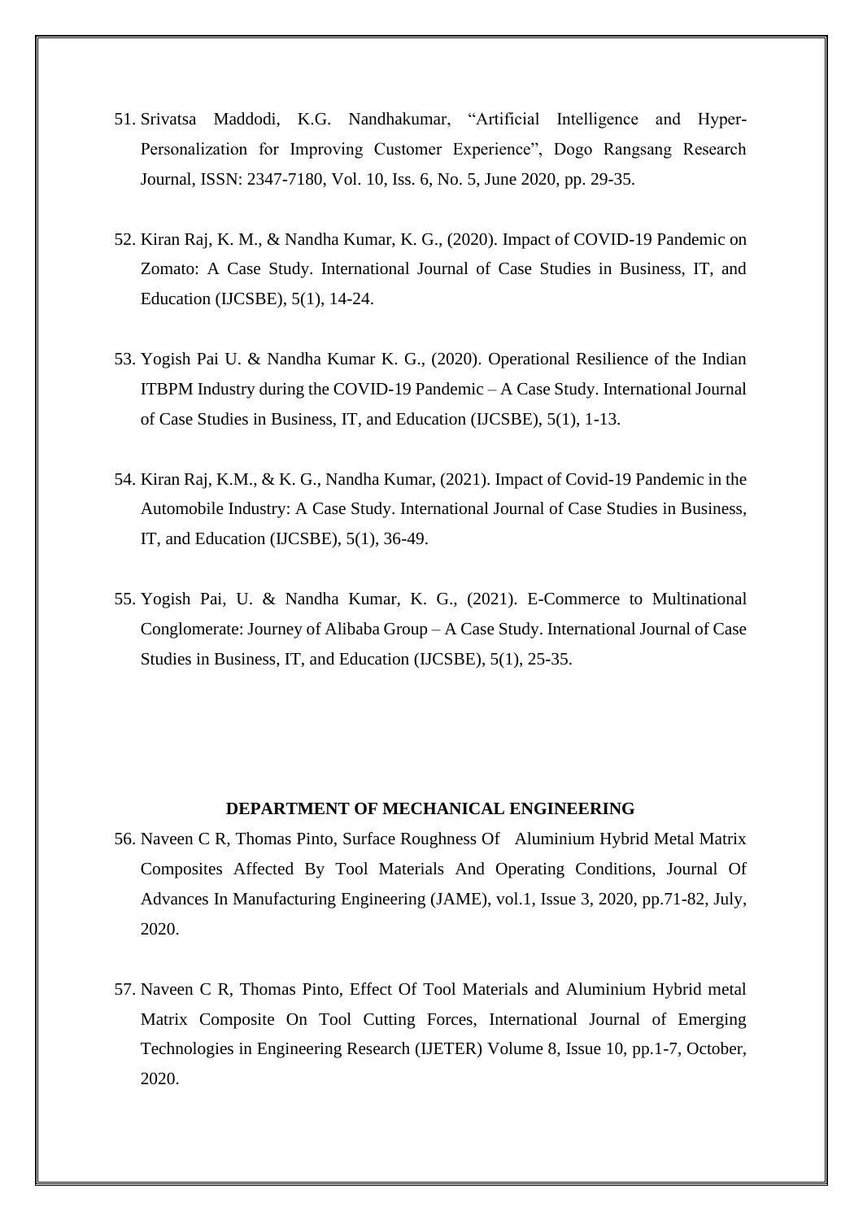51. Srivatsa Maddodi, K.G. Nandhakumar, "Artificial Intelligence and Hyper-Personalization for Improving Customer Experience", Dogo Rangsang Research Journal, ISSN: 2347-7180, Vol. 10, Iss. 6, No. 5, June 2020, pp. 29-35.

52. Kiran Raj, K. M., & Nandha Kumar, K. G., (2020). Impact of COVID-19 Pandemic on Zomato: A Case Study. International Journal of Case Studies in Business, IT, and Education (IJCSBE), 5(1), 14-24.

53. Yogish Pai U. & Nandha Kumar K. G., (2020). Operational Resilience of the Indian ITBPM Industry during the COVID-19 Pandemic – A Case Study. International Journal of Case Studies in Business, IT, and Education (IJCSBE), 5(1), 1-13.

54. Kiran Raj, K.M., & K. G., Nandha Kumar, (2021). Impact of Covid-19 Pandemic in the Automobile Industry: A Case Study. International Journal of Case Studies in Business, IT, and Education (IJCSBE), 5(1), 36-49.

55. Yogish Pai, U. & Nandha Kumar, K. G., (2021). E-Commerce to Multinational Conglomerate: Journey of Alibaba Group – A Case Study. International Journal of Case Studies in Business, IT, and Education (IJCSBE), 5(1), 25-35.

**DEPARTMENT OF MECHANICAL ENGINEERING**

56. Naveen C R, Thomas Pinto, Surface Roughness Of Aluminium Hybrid Metal Matrix Composites Affected By Tool Materials And Operating Conditions, Journal Of Advances In Manufacturing Engineering (JAME), vol.1, Issue 3, 2020, pp.71-82, July, 2020.

57. Naveen C R, Thomas Pinto, Effect Of Tool Materials and Aluminium Hybrid metal Matrix Composite On Tool Cutting Forces, International Journal of Emerging Technologies in Engineering Research (IJETER) Volume 8, Issue 10, pp.1-7, October, 2020.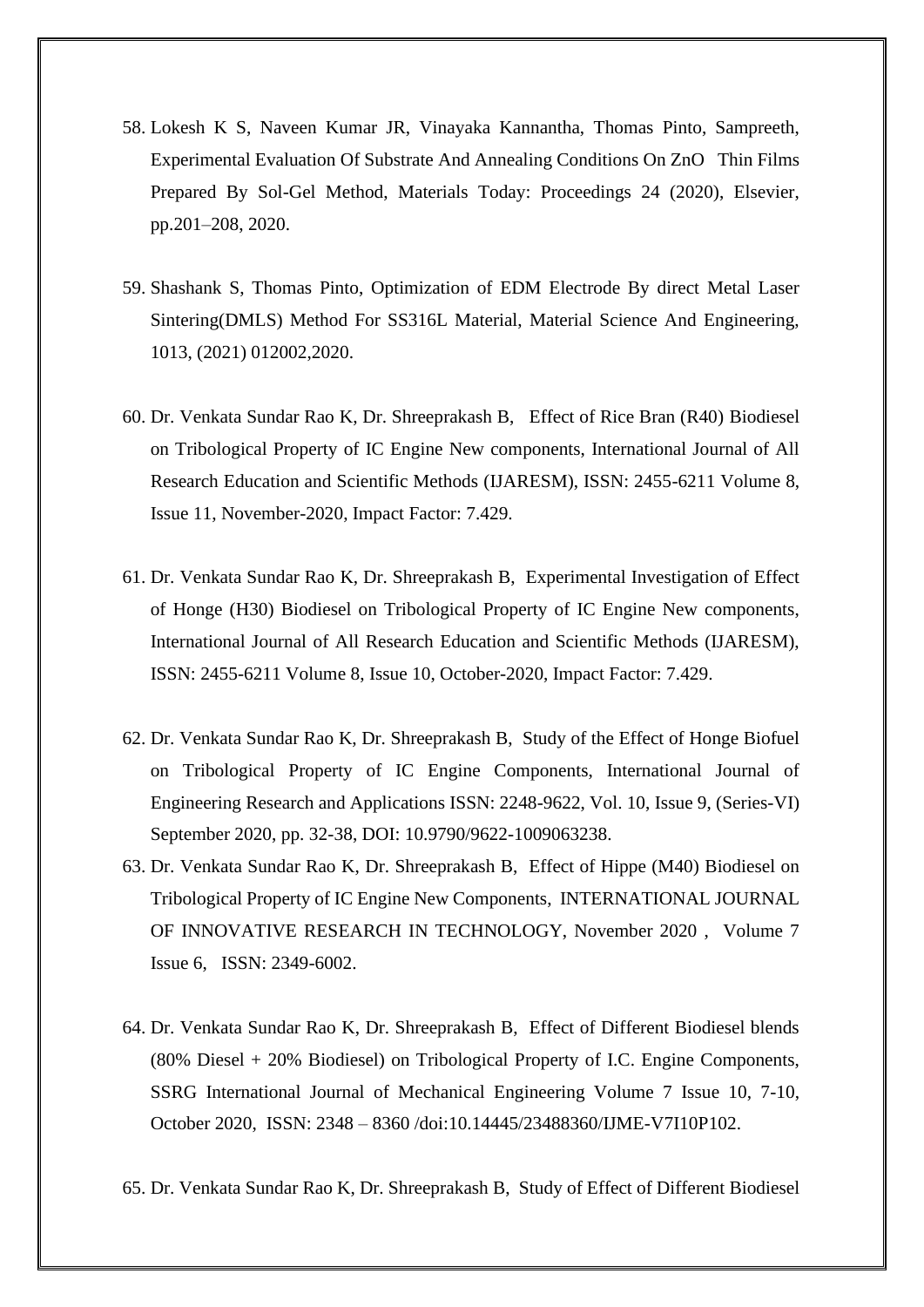58. Lokesh K S, Naveen Kumar JR, Vinayaka Kannantha, Thomas Pinto, Sampreeth, Experimental Evaluation Of Substrate And Annealing Conditions On ZnO Thin Films Prepared By Sol-Gel Method, Materials Today: Proceedings 24 (2020), Elsevier, pp.201–208, 2020.

59. Shashank S, Thomas Pinto, Optimization of EDM Electrode By direct Metal Laser Sintering(DMLS) Method For SS316L Material, Material Science And Engineering, 1013, (2021) 012002,2020.

60. Dr. Venkata Sundar Rao K, Dr. Shreeprakash B, Effect of Rice Bran (R40) Biodiesel on Tribological Property of IC Engine New components, International Journal of All Research Education and Scientific Methods (IJARESM), ISSN: 2455-6211 Volume 8, Issue 11, November-2020, Impact Factor: 7.429.

61. Dr. Venkata Sundar Rao K, Dr. Shreeprakash B, Experimental Investigation of Effect of Honge (H30) Biodiesel on Tribological Property of IC Engine New components, International Journal of All Research Education and Scientific Methods (IJARESM), ISSN: 2455-6211 Volume 8, Issue 10, October-2020, Impact Factor: 7.429.

62. Dr. Venkata Sundar Rao K, Dr. Shreeprakash B, Study of the Effect of Honge Biofuel on Tribological Property of IC Engine Components, International Journal of Engineering Research and Applications ISSN: 2248-9622, Vol. 10, Issue 9, (Series-VI) September 2020, pp. 32-38, DOI: 10.9790/9622-1009063238.

63. Dr. Venkata Sundar Rao K, Dr. Shreeprakash B, Effect of Hippe (M40) Biodiesel on Tribological Property of IC Engine New Components, INTERNATIONAL JOURNAL OF INNOVATIVE RESEARCH IN TECHNOLOGY, November 2020 , Volume 7 Issue 6, ISSN: 2349-6002.

64. Dr. Venkata Sundar Rao K, Dr. Shreeprakash B, Effect of Different Biodiesel blends (80% Diesel + 20% Biodiesel) on Tribological Property of I.C. Engine Components, SSRG International Journal of Mechanical Engineering Volume 7 Issue 10, 7-10, October 2020, ISSN: 2348 – 8360 /doi:10.14445/23488360/IJME-V7I10P102.

65. Dr. Venkata Sundar Rao K, Dr. Shreeprakash B, Study of Effect of Different Biodiesel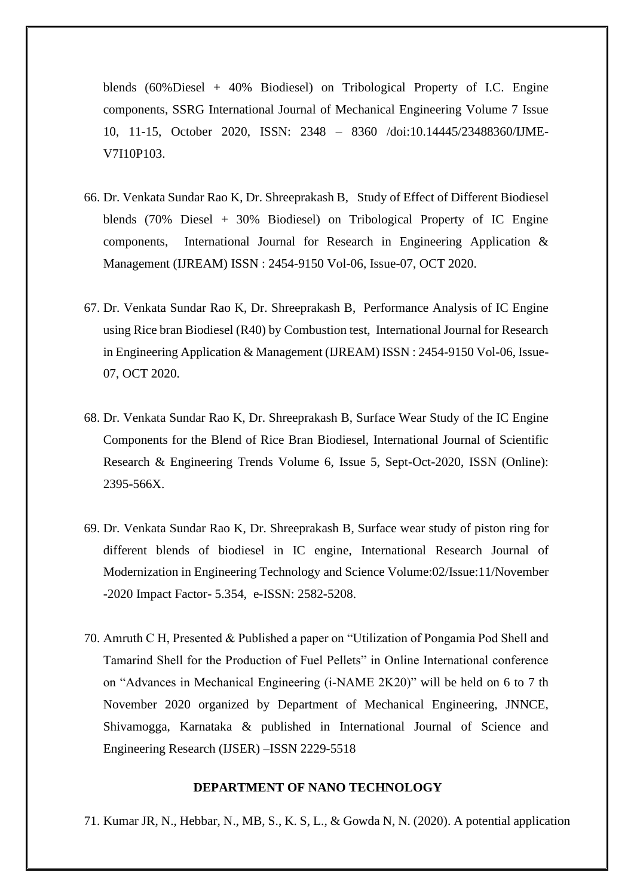blends (60%Diesel + 40% Biodiesel) on Tribological Property of I.C. Engine components, SSRG International Journal of Mechanical Engineering Volume 7 Issue 10, 11-15, October 2020, ISSN: 2348 – 8360 /doi:10.14445/23488360/IJME-V7I10P103.

66. Dr. Venkata Sundar Rao K, Dr. Shreeprakash B, Study of Effect of Different Biodiesel blends (70% Diesel + 30% Biodiesel) on Tribological Property of IC Engine components, International Journal for Research in Engineering Application & Management (IJREAM) ISSN : 2454-9150 Vol-06, Issue-07, OCT 2020.

67. Dr. Venkata Sundar Rao K, Dr. Shreeprakash B, Performance Analysis of IC Engine using Rice bran Biodiesel (R40) by Combustion test, International Journal for Research in Engineering Application & Management (IJREAM) ISSN : 2454-9150 Vol-06, Issue-07, OCT 2020.

68. Dr. Venkata Sundar Rao K, Dr. Shreeprakash B, Surface Wear Study of the IC Engine Components for the Blend of Rice Bran Biodiesel, International Journal of Scientific Research & Engineering Trends Volume 6, Issue 5, Sept-Oct-2020, ISSN (Online): 2395-566X.

69. Dr. Venkata Sundar Rao K, Dr. Shreeprakash B, Surface wear study of piston ring for different blends of biodiesel in IC engine, International Research Journal of Modernization in Engineering Technology and Science Volume:02/Issue:11/November -2020 Impact Factor- 5.354, e-ISSN: 2582-5208.

70. Amruth C H, Presented & Published a paper on "Utilization of Pongamia Pod Shell and Tamarind Shell for the Production of Fuel Pellets" in Online International conference on "Advances in Mechanical Engineering (i-NAME 2K20)" will be held on 6 to 7 th November 2020 organized by Department of Mechanical Engineering, JNNCE, Shivamogga, Karnataka & published in International Journal of Science and Engineering Research (IJSER) –ISSN 2229-5518

**DEPARTMENT OF NANO TECHNOLOGY**

71. Kumar JR, N., Hebbar, N., MB, S., K. S, L., & Gowda N, N. (2020). A potential application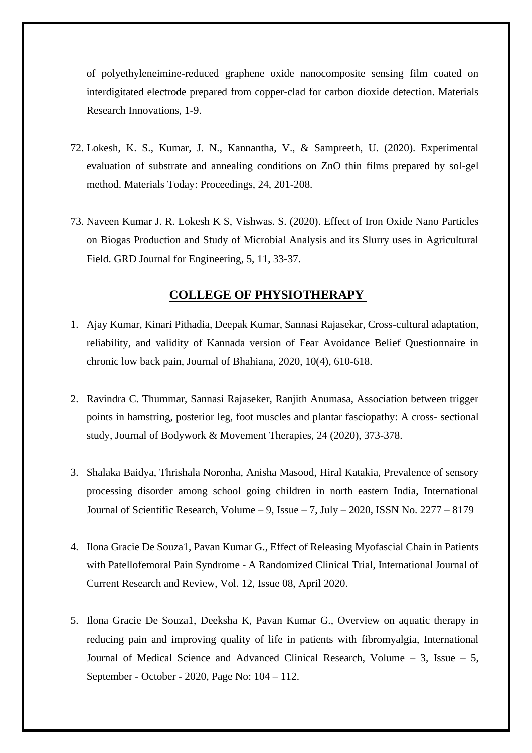of polyethyleneimine-reduced graphene oxide nanocomposite sensing film coated on interdigitated electrode prepared from copper-clad for carbon dioxide detection. Materials Research Innovations, 1-9.

72. Lokesh, K. S., Kumar, J. N., Kannantha, V., & Sampreeth, U. (2020). Experimental evaluation of substrate and annealing conditions on ZnO thin films prepared by sol-gel method. Materials Today: Proceedings, 24, 201-208.

73. Naveen Kumar J. R. Lokesh K S, Vishwas. S. (2020). Effect of Iron Oxide Nano Particles on Biogas Production and Study of Microbial Analysis and its Slurry uses in Agricultural Field. GRD Journal for Engineering, 5, 11, 33-37.

## COLLEGE OF PHYSIOTHERAPY

1. Ajay Kumar, Kinari Pithadia, Deepak Kumar, Sannasi Rajasekar, Cross-cultural adaptation, reliability, and validity of Kannada version of Fear Avoidance Belief Questionnaire in chronic low back pain, Journal of Bhahiana, 2020, 10(4), 610-618.

2. Ravindra C. Thummar, Sannasi Rajaseker, Ranjith Anumasa, Association between trigger points in hamstring, posterior leg, foot muscles and plantar fasciopathy: A cross- sectional study, Journal of Bodywork & Movement Therapies, 24 (2020), 373-378.

3. Shalaka Baidya, Thrishala Noronha, Anisha Masood, Hiral Katakia, Prevalence of sensory processing disorder among school going children in north eastern India, International Journal of Scientific Research, Volume – 9, Issue – 7, July – 2020, ISSN No. 2277 – 8179

4. Ilona Gracie De Souza1, Pavan Kumar G., Effect of Releasing Myofascial Chain in Patients with Patellofemoral Pain Syndrome - A Randomized Clinical Trial, International Journal of Current Research and Review, Vol. 12, Issue 08, April 2020.

5. Ilona Gracie De Souza1, Deeksha K, Pavan Kumar G., Overview on aquatic therapy in reducing pain and improving quality of life in patients with fibromyalgia, International Journal of Medical Science and Advanced Clinical Research, Volume – 3, Issue – 5, September - October - 2020, Page No: 104 – 112.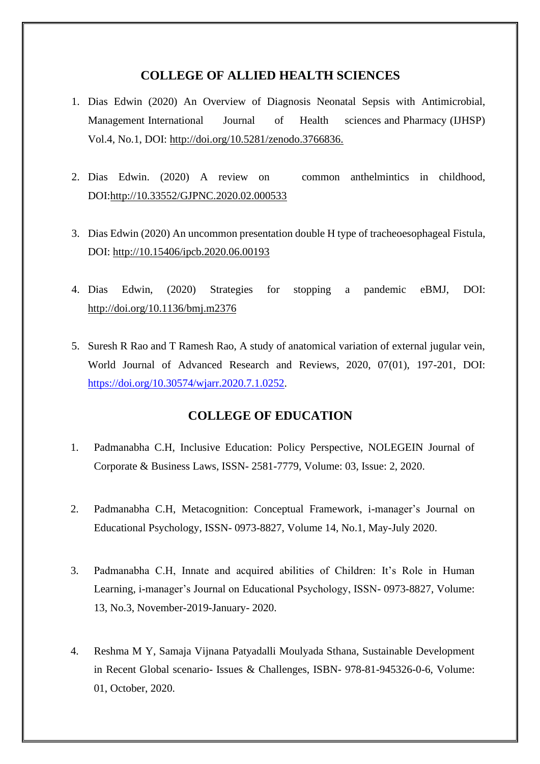## COLLEGE OF ALLIED HEALTH SCIENCES

1. Dias Edwin (2020) An Overview of Diagnosis Neonatal Sepsis with Antimicrobial, Management International Journal of Health sciences and Pharmacy (IJHSP) Vol.4, No.1, DOI: http://doi.org/10.5281/zenodo.3766836.

2. Dias Edwin. (2020) A review on common anthelmintics in childhood, DOI:http://10.33552/GJPNC.2020.02.000533

3. Dias Edwin (2020) An uncommon presentation double H type of tracheoesophageal Fistula, DOI: http://10.15406/ipcb.2020.06.00193

4. Dias Edwin, (2020) Strategies for stopping a pandemic eBMJ, DOI: http://doi.org/10.1136/bmj.m2376

5. Suresh R Rao and T Ramesh Rao, A study of anatomical variation of external jugular vein, World Journal of Advanced Research and Reviews, 2020, 07(01), 197-201, DOI: https://doi.org/10.30574/wjarr.2020.7.1.0252.

## COLLEGE OF EDUCATION

1. Padmanabha C.H, Inclusive Education: Policy Perspective, NOLEGEIN Journal of Corporate & Business Laws, ISSN- 2581-7779, Volume: 03, Issue: 2, 2020.

2. Padmanabha C.H, Metacognition: Conceptual Framework, i-manager's Journal on Educational Psychology, ISSN- 0973-8827, Volume 14, No.1, May-July 2020.

3. Padmanabha C.H, Innate and acquired abilities of Children: It's Role in Human Learning, i-manager's Journal on Educational Psychology, ISSN- 0973-8827, Volume: 13, No.3, November-2019-January- 2020.

4. Reshma M Y, Samaja Vijnana Patyadalli Moulyada Sthana, Sustainable Development in Recent Global scenario- Issues & Challenges, ISBN- 978-81-945326-0-6, Volume: 01, October, 2020.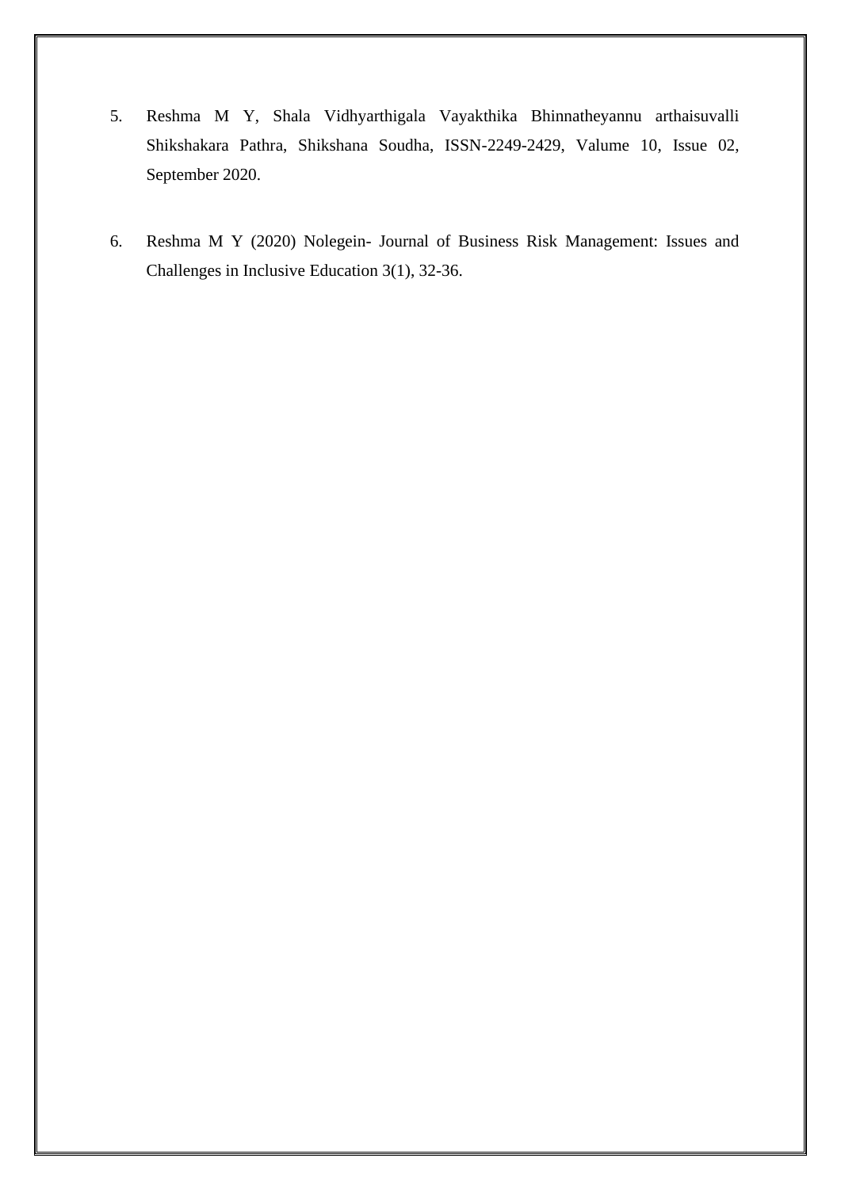5. Reshma M Y, Shala Vidhyarthigala Vayakthika Bhinnatheyannu arthaisuvalli Shikshakara Pathra, Shikshana Soudha, ISSN-2249-2429, Valume 10, Issue 02, September 2020.

6. Reshma M Y (2020) Nolegein- Journal of Business Risk Management: Issues and Challenges in Inclusive Education 3(1), 32-36.